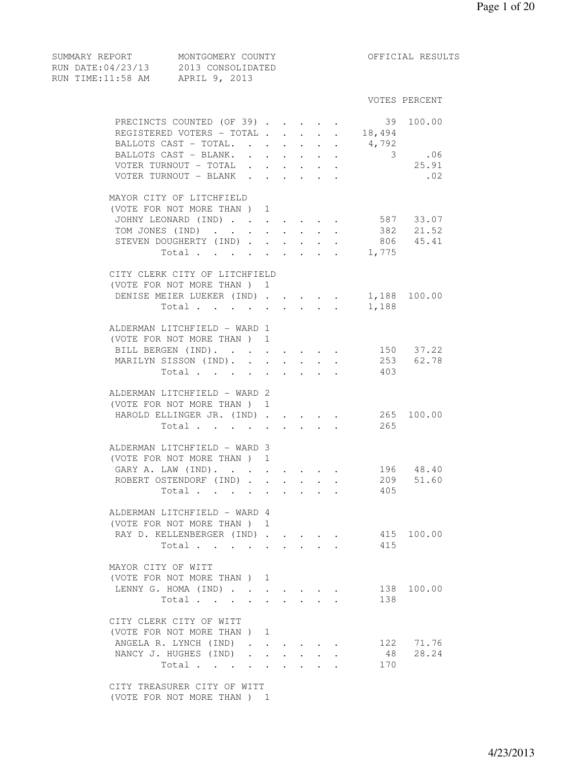SUMMARY REPORT MONTGOMERY COUNTY OFFICIAL RESULTS
RUN DATE:04/23/13 2013 CONSOLIDATED
RUN TIME:11:58 AM APRIL 9, 2013

| | VOTES | PERCENT |
|---|---|---|
| PRECINCTS COUNTED (OF 39) | 39 | 100.00 |
| REGISTERED VOTERS - TOTAL | 18,494 | |
| BALLOTS CAST - TOTAL. | 4,792 | |
| BALLOTS CAST - BLANK. | 3 | .06 |
| VOTER TURNOUT - TOTAL | | 25.91 |
| VOTER TURNOUT - BLANK | | .02 |

MAYOR CITY OF LITCHFIELD
(VOTE FOR NOT MORE THAN ) 1

| | VOTES | PERCENT |
|---|---|---|
| JOHNY LEONARD (IND) | 587 | 33.07 |
| TOM JONES (IND) | 382 | 21.52 |
| STEVEN DOUGHERTY (IND) | 806 | 45.41 |
| Total | 1,775 | |

CITY CLERK CITY OF LITCHFIELD
(VOTE FOR NOT MORE THAN ) 1

| | VOTES | PERCENT |
|---|---|---|
| DENISE MEIER LUEKER (IND) | 1,188 | 100.00 |
| Total | 1,188 | |

ALDERMAN LITCHFIELD - WARD 1
(VOTE FOR NOT MORE THAN ) 1

| | VOTES | PERCENT |
|---|---|---|
| BILL BERGEN (IND). | 150 | 37.22 |
| MARILYN SISSON (IND). | 253 | 62.78 |
| Total | 403 | |

ALDERMAN LITCHFIELD - WARD 2
(VOTE FOR NOT MORE THAN ) 1

| | VOTES | PERCENT |
|---|---|---|
| HAROLD ELLINGER JR. (IND) | 265 | 100.00 |
| Total | 265 | |

ALDERMAN LITCHFIELD - WARD 3
(VOTE FOR NOT MORE THAN ) 1

| | VOTES | PERCENT |
|---|---|---|
| GARY A. LAW (IND). | 196 | 48.40 |
| ROBERT OSTENDORF (IND) | 209 | 51.60 |
| Total | 405 | |

ALDERMAN LITCHFIELD - WARD 4
(VOTE FOR NOT MORE THAN ) 1

| | VOTES | PERCENT |
|---|---|---|
| RAY D. KELLENBERGER (IND) | 415 | 100.00 |
| Total | 415 | |

MAYOR CITY OF WITT
(VOTE FOR NOT MORE THAN ) 1

| | VOTES | PERCENT |
|---|---|---|
| LENNY G. HOMA (IND) | 138 | 100.00 |
| Total | 138 | |

CITY CLERK CITY OF WITT
(VOTE FOR NOT MORE THAN ) 1

| | VOTES | PERCENT |
|---|---|---|
| ANGELA R. LYNCH (IND) | 122 | 71.76 |
| NANCY J. HUGHES (IND) | 48 | 28.24 |
| Total | 170 | |

CITY TREASURER CITY OF WITT
(VOTE FOR NOT MORE THAN ) 1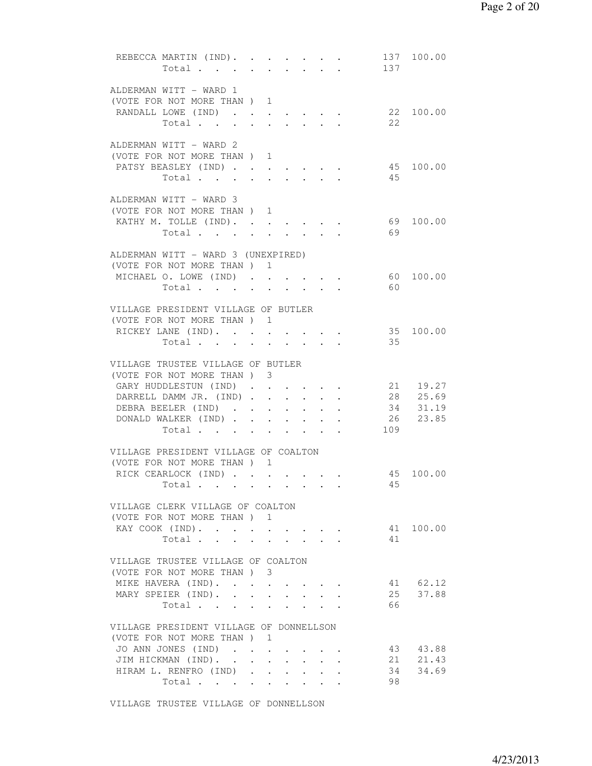| | Votes | Percent |
|---|---|---|
| REBECCA MARTIN (IND) | 137 | 100.00 |
| Total | 137 | |

**ALDERMAN WITT - WARD 1**
(VOTE FOR NOT MORE THAN ) 1

| | Votes | Percent |
|---|---|---|
| RANDALL LOWE (IND) | 22 | 100.00 |
| Total | 22 | |

**ALDERMAN WITT - WARD 2**
(VOTE FOR NOT MORE THAN ) 1

| | Votes | Percent |
|---|---|---|
| PATSY BEASLEY (IND) | 45 | 100.00 |
| Total | 45 | |

**ALDERMAN WITT - WARD 3**
(VOTE FOR NOT MORE THAN ) 1

| | Votes | Percent |
|---|---|---|
| KATHY M. TOLLE (IND) | 69 | 100.00 |
| Total | 69 | |

**ALDERMAN WITT - WARD 3 (UNEXPIRED)**
(VOTE FOR NOT MORE THAN ) 1

| | Votes | Percent |
|---|---|---|
| MICHAEL O. LOWE (IND) | 60 | 100.00 |
| Total | 60 | |

**VILLAGE PRESIDENT VILLAGE OF BUTLER**
(VOTE FOR NOT MORE THAN ) 1

| | Votes | Percent |
|---|---|---|
| RICKEY LANE (IND) | 35 | 100.00 |
| Total | 35 | |

**VILLAGE TRUSTEE VILLAGE OF BUTLER**
(VOTE FOR NOT MORE THAN ) 3

| | Votes | Percent |
|---|---|---|
| GARY HUDDLESTUN (IND) | 21 | 19.27 |
| DARRELL DAMM JR. (IND) | 28 | 25.69 |
| DEBRA BEELER (IND) | 34 | 31.19 |
| DONALD WALKER (IND) | 26 | 23.85 |
| Total | 109 | |

**VILLAGE PRESIDENT VILLAGE OF COALTON**
(VOTE FOR NOT MORE THAN ) 1

| | Votes | Percent |
|---|---|---|
| RICK CEARLOCK (IND) | 45 | 100.00 |
| Total | 45 | |

**VILLAGE CLERK VILLAGE OF COALTON**
(VOTE FOR NOT MORE THAN ) 1

| | Votes | Percent |
|---|---|---|
| KAY COOK (IND) | 41 | 100.00 |
| Total | 41 | |

**VILLAGE TRUSTEE VILLAGE OF COALTON**
(VOTE FOR NOT MORE THAN ) 3

| | Votes | Percent |
|---|---|---|
| MIKE HAVERA (IND) | 41 | 62.12 |
| MARY SPEIER (IND) | 25 | 37.88 |
| Total | 66 | |

**VILLAGE PRESIDENT VILLAGE OF DONNELLSON**
(VOTE FOR NOT MORE THAN ) 1

| | Votes | Percent |
|---|---|---|
| JO ANN JONES (IND) | 43 | 43.88 |
| JIM HICKMAN (IND) | 21 | 21.43 |
| HIRAM L. RENFRO (IND) | 34 | 34.69 |
| Total | 98 | |

**VILLAGE TRUSTEE VILLAGE OF DONNELLSON**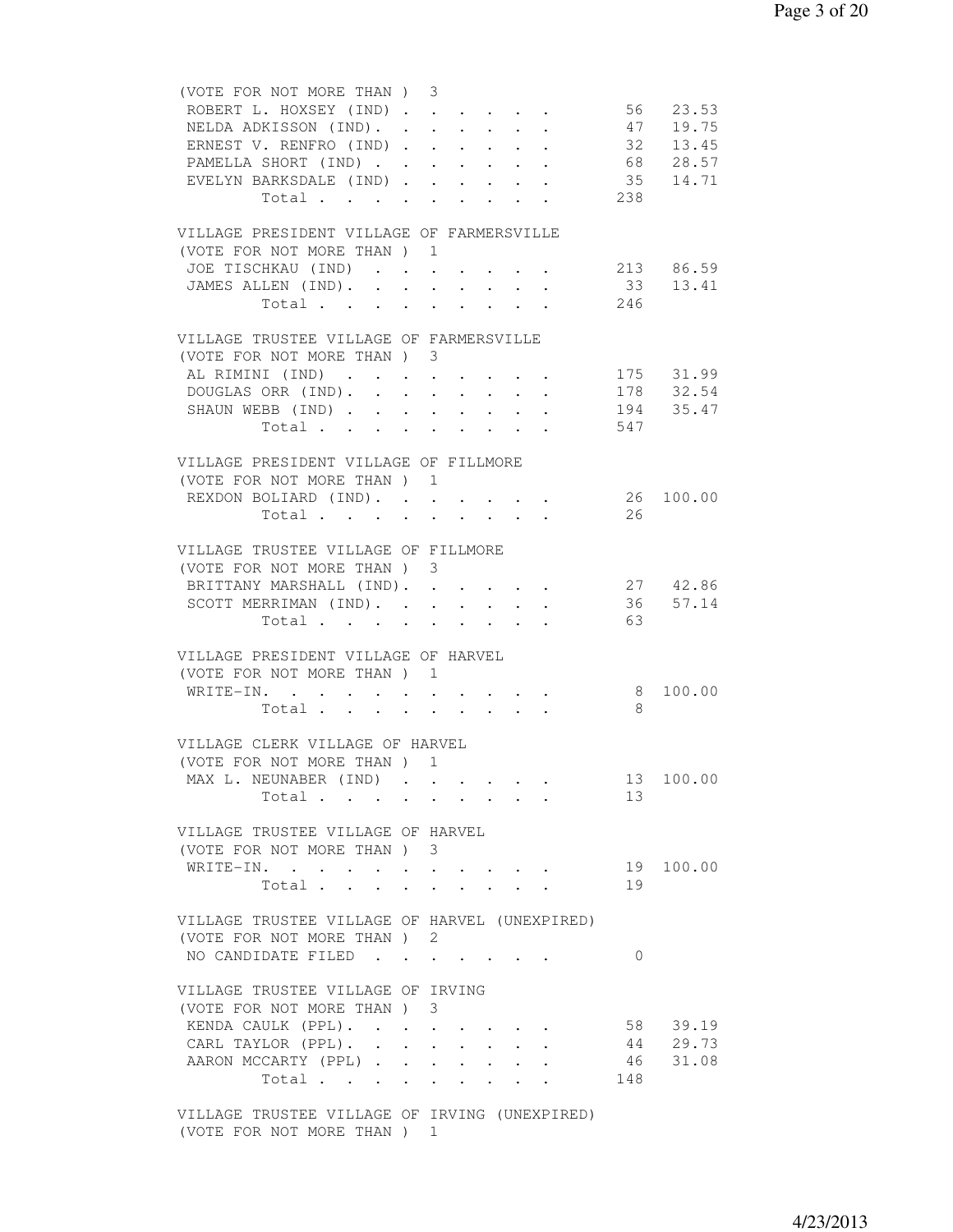(VOTE FOR NOT MORE THAN ) 3

| | | |
|---|---|---|
| ROBERT L. HOXSEY (IND) | 56 | 23.53 |
| NELDA ADKISSON (IND). | 47 | 19.75 |
| ERNEST V. RENFRO (IND) | 32 | 13.45 |
| PAMELLA SHORT (IND) | 68 | 28.57 |
| EVELYN BARKSDALE (IND) | 35 | 14.71 |
| Total | 238 | |

VILLAGE PRESIDENT VILLAGE OF FARMERSVILLE
(VOTE FOR NOT MORE THAN ) 1

| | | |
|---|---|---|
| JOE TISCHKAU (IND) | 213 | 86.59 |
| JAMES ALLEN (IND). | 33 | 13.41 |
| Total | 246 | |

VILLAGE TRUSTEE VILLAGE OF FARMERSVILLE
(VOTE FOR NOT MORE THAN ) 3

| | | |
|---|---|---|
| AL RIMINI (IND) | 175 | 31.99 |
| DOUGLAS ORR (IND). | 178 | 32.54 |
| SHAUN WEBB (IND) | 194 | 35.47 |
| Total | 547 | |

VILLAGE PRESIDENT VILLAGE OF FILLMORE
(VOTE FOR NOT MORE THAN ) 1

| | | |
|---|---|---|
| REXDON BOLIARD (IND). | 26 | 100.00 |
| Total | 26 | |

VILLAGE TRUSTEE VILLAGE OF FILLMORE
(VOTE FOR NOT MORE THAN ) 3

| | | |
|---|---|---|
| BRITTANY MARSHALL (IND). | 27 | 42.86 |
| SCOTT MERRIMAN (IND). | 36 | 57.14 |
| Total | 63 | |

VILLAGE PRESIDENT VILLAGE OF HARVEL
(VOTE FOR NOT MORE THAN ) 1

| | | |
|---|---|---|
| WRITE-IN. | 8 | 100.00 |
| Total | 8 | |

VILLAGE CLERK VILLAGE OF HARVEL
(VOTE FOR NOT MORE THAN ) 1

| | | |
|---|---|---|
| MAX L. NEUNABER (IND) | 13 | 100.00 |
| Total | 13 | |

VILLAGE TRUSTEE VILLAGE OF HARVEL
(VOTE FOR NOT MORE THAN ) 3

| | | |
|---|---|---|
| WRITE-IN. | 19 | 100.00 |
| Total | 19 | |

VILLAGE TRUSTEE VILLAGE OF HARVEL (UNEXPIRED)
(VOTE FOR NOT MORE THAN ) 2

| | | |
|---|---|---|
| NO CANDIDATE FILED | 0 | |

VILLAGE TRUSTEE VILLAGE OF IRVING
(VOTE FOR NOT MORE THAN ) 3

| | | |
|---|---|---|
| KENDA CAULK (PPL). | 58 | 39.19 |
| CARL TAYLOR (PPL). | 44 | 29.73 |
| AARON MCCARTY (PPL) | 46 | 31.08 |
| Total | 148 | |

VILLAGE TRUSTEE VILLAGE OF IRVING (UNEXPIRED)
(VOTE FOR NOT MORE THAN ) 1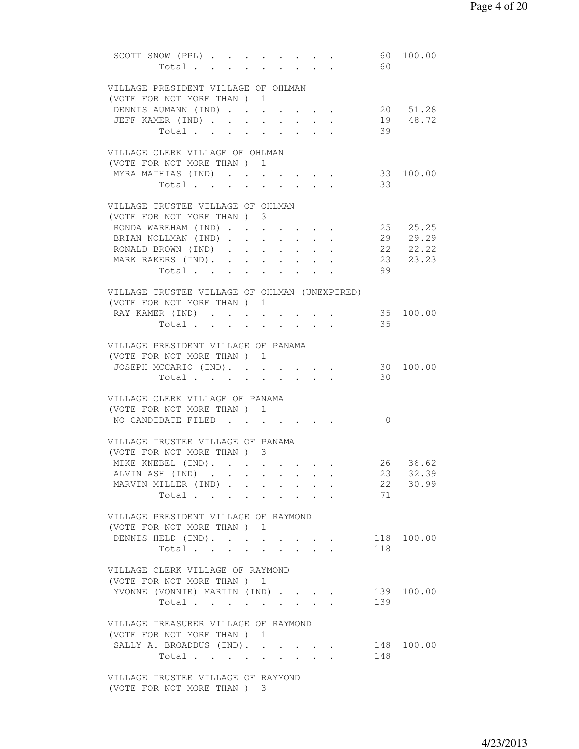| | | |
|---|---|---|
| SCOTT SNOW (PPL) | 60 | 100.00 |
| Total | 60 | |

VILLAGE PRESIDENT VILLAGE OF OHLMAN
(VOTE FOR NOT MORE THAN ) 1

| | | |
|---|---|---|
| DENNIS AUMANN (IND) | 20 | 51.28 |
| JEFF KAMER (IND) | 19 | 48.72 |
| Total | 39 | |

VILLAGE CLERK VILLAGE OF OHLMAN
(VOTE FOR NOT MORE THAN ) 1

| | | |
|---|---|---|
| MYRA MATHIAS (IND) | 33 | 100.00 |
| Total | 33 | |

VILLAGE TRUSTEE VILLAGE OF OHLMAN
(VOTE FOR NOT MORE THAN ) 3

| | | |
|---|---|---|
| RONDA WAREHAM (IND) | 25 | 25.25 |
| BRIAN NOLLMAN (IND) | 29 | 29.29 |
| RONALD BROWN (IND) | 22 | 22.22 |
| MARK RAKERS (IND). | 23 | 23.23 |
| Total | 99 | |

VILLAGE TRUSTEE VILLAGE OF OHLMAN (UNEXPIRED)
(VOTE FOR NOT MORE THAN ) 1

| | | |
|---|---|---|
| RAY KAMER (IND) | 35 | 100.00 |
| Total | 35 | |

VILLAGE PRESIDENT VILLAGE OF PANAMA
(VOTE FOR NOT MORE THAN ) 1

| | | |
|---|---|---|
| JOSEPH MCCARIO (IND). | 30 | 100.00 |
| Total | 30 | |

VILLAGE CLERK VILLAGE OF PANAMA
(VOTE FOR NOT MORE THAN ) 1

| | | |
|---|---|---|
| NO CANDIDATE FILED | 0 | |

VILLAGE TRUSTEE VILLAGE OF PANAMA
(VOTE FOR NOT MORE THAN ) 3

| | | |
|---|---|---|
| MIKE KNEBEL (IND). | 26 | 36.62 |
| ALVIN ASH (IND) | 23 | 32.39 |
| MARVIN MILLER (IND) | 22 | 30.99 |
| Total | 71 | |

VILLAGE PRESIDENT VILLAGE OF RAYMOND
(VOTE FOR NOT MORE THAN ) 1

| | | |
|---|---|---|
| DENNIS HELD (IND). | 118 | 100.00 |
| Total | 118 | |

VILLAGE CLERK VILLAGE OF RAYMOND
(VOTE FOR NOT MORE THAN ) 1

| | | |
|---|---|---|
| YVONNE (VONNIE) MARTIN (IND) | 139 | 100.00 |
| Total | 139 | |

VILLAGE TREASURER VILLAGE OF RAYMOND
(VOTE FOR NOT MORE THAN ) 1

| | | |
|---|---|---|
| SALLY A. BROADDUS (IND). | 148 | 100.00 |
| Total | 148 | |

VILLAGE TRUSTEE VILLAGE OF RAYMOND
(VOTE FOR NOT MORE THAN ) 3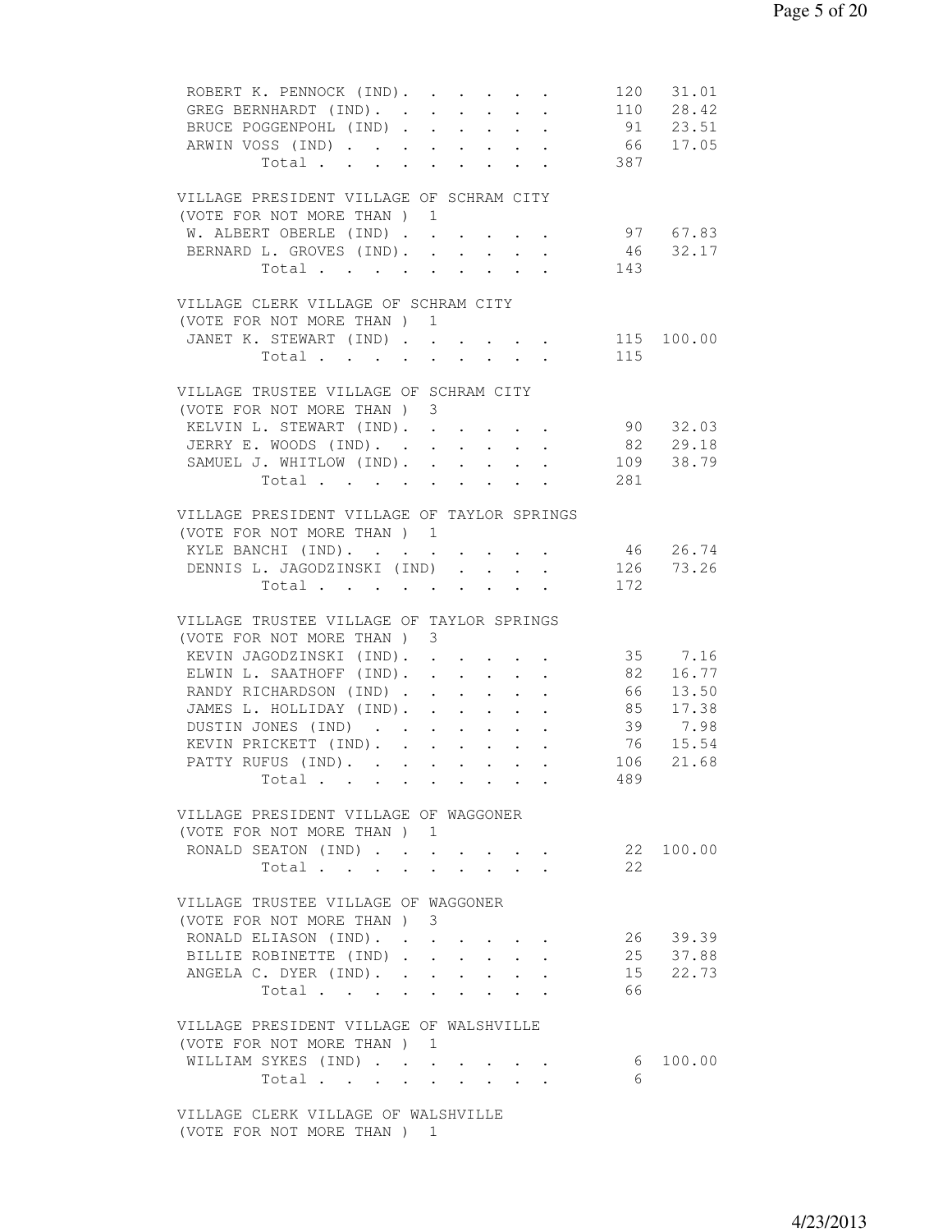| | | |
|---|---|---|
| ROBERT K. PENNOCK (IND) | 120 | 31.01 |
| GREG BERNHARDT (IND) | 110 | 28.42 |
| BRUCE POGGENPOHL (IND) | 91 | 23.51 |
| ARWIN VOSS (IND) | 66 | 17.05 |
| Total | 387 | |

VILLAGE PRESIDENT VILLAGE OF SCHRAM CITY
(VOTE FOR NOT MORE THAN ) 1

| | | |
|---|---|---|
| W. ALBERT OBERLE (IND) | 97 | 67.83 |
| BERNARD L. GROVES (IND) | 46 | 32.17 |
| Total | 143 | |

VILLAGE CLERK VILLAGE OF SCHRAM CITY
(VOTE FOR NOT MORE THAN ) 1

| | | |
|---|---|---|
| JANET K. STEWART (IND) | 115 | 100.00 |
| Total | 115 | |

VILLAGE TRUSTEE VILLAGE OF SCHRAM CITY
(VOTE FOR NOT MORE THAN ) 3

| | | |
|---|---|---|
| KELVIN L. STEWART (IND) | 90 | 32.03 |
| JERRY E. WOODS (IND) | 82 | 29.18 |
| SAMUEL J. WHITLOW (IND) | 109 | 38.79 |
| Total | 281 | |

VILLAGE PRESIDENT VILLAGE OF TAYLOR SPRINGS
(VOTE FOR NOT MORE THAN ) 1

| | | |
|---|---|---|
| KYLE BANCHI (IND) | 46 | 26.74 |
| DENNIS L. JAGODZINSKI (IND) | 126 | 73.26 |
| Total | 172 | |

VILLAGE TRUSTEE VILLAGE OF TAYLOR SPRINGS
(VOTE FOR NOT MORE THAN ) 3

| | | |
|---|---|---|
| KEVIN JAGODZINSKI (IND) | 35 | 7.16 |
| ELWIN L. SAATHOFF (IND) | 82 | 16.77 |
| RANDY RICHARDSON (IND) | 66 | 13.50 |
| JAMES L. HOLLIDAY (IND) | 85 | 17.38 |
| DUSTIN JONES (IND) | 39 | 7.98 |
| KEVIN PRICKETT (IND) | 76 | 15.54 |
| PATTY RUFUS (IND) | 106 | 21.68 |
| Total | 489 | |

VILLAGE PRESIDENT VILLAGE OF WAGGONER
(VOTE FOR NOT MORE THAN ) 1

| | | |
|---|---|---|
| RONALD SEATON (IND) | 22 | 100.00 |
| Total | 22 | |

VILLAGE TRUSTEE VILLAGE OF WAGGONER
(VOTE FOR NOT MORE THAN ) 3

| | | |
|---|---|---|
| RONALD ELIASON (IND) | 26 | 39.39 |
| BILLIE ROBINETTE (IND) | 25 | 37.88 |
| ANGELA C. DYER (IND) | 15 | 22.73 |
| Total | 66 | |

VILLAGE PRESIDENT VILLAGE OF WALSHVILLE
(VOTE FOR NOT MORE THAN ) 1

| | | |
|---|---|---|
| WILLIAM SYKES (IND) | 6 | 100.00 |
| Total | 6 | |

VILLAGE CLERK VILLAGE OF WALSHVILLE
(VOTE FOR NOT MORE THAN ) 1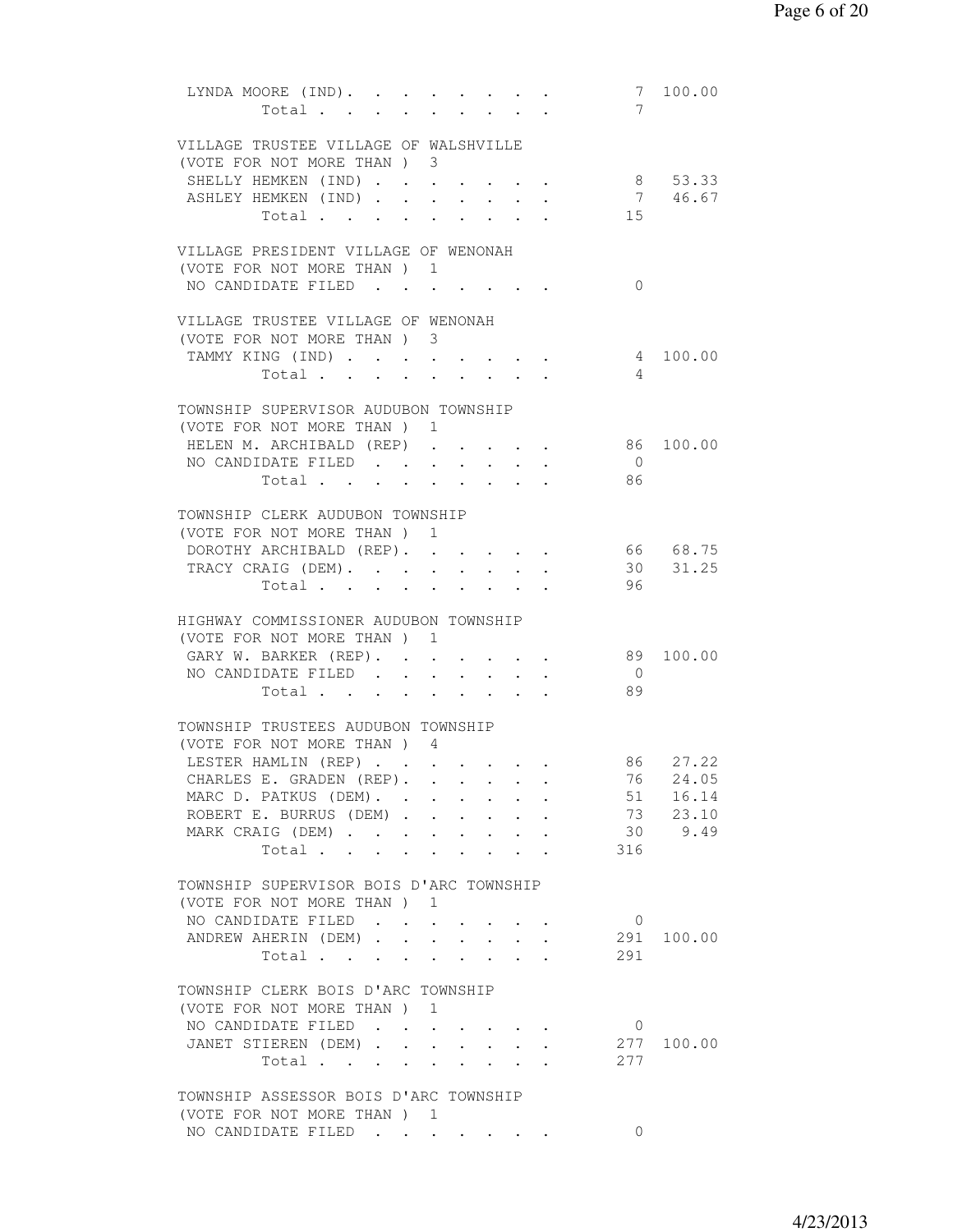| | Votes | Percent |
|---|---|---|
| LYNDA MOORE (IND). . . . . . . . . | 7 | 100.00 |
| Total . . . . . . . . . . | 7 | |

**VILLAGE TRUSTEE VILLAGE OF WALSHVILLE**
(VOTE FOR NOT MORE THAN ) 3

| | Votes | Percent |
|---|---|---|
| SHELLY HEMKEN (IND) . . . . . . . . | 8 | 53.33 |
| ASHLEY HEMKEN (IND) . . . . . . . . | 7 | 46.67 |
| Total . . . . . . . . . . | 15 | |

**VILLAGE PRESIDENT VILLAGE OF WENONAH**
(VOTE FOR NOT MORE THAN ) 1

| | Votes | Percent |
|---|---|---|
| NO CANDIDATE FILED . . . . . . . . | 0 | |

**VILLAGE TRUSTEE VILLAGE OF WENONAH**
(VOTE FOR NOT MORE THAN ) 3

| | Votes | Percent |
|---|---|---|
| TAMMY KING (IND) . . . . . . . . . | 4 | 100.00 |
| Total . . . . . . . . . . | 4 | |

**TOWNSHIP SUPERVISOR AUDUBON TOWNSHIP**
(VOTE FOR NOT MORE THAN ) 1

| | Votes | Percent |
|---|---|---|
| HELEN M. ARCHIBALD (REP) . . . . . . | 86 | 100.00 |
| NO CANDIDATE FILED . . . . . . . . | 0 | |
| Total . . . . . . . . . . | 86 | |

**TOWNSHIP CLERK AUDUBON TOWNSHIP**
(VOTE FOR NOT MORE THAN ) 1

| | Votes | Percent |
|---|---|---|
| DOROTHY ARCHIBALD (REP). . . . . . | 66 | 68.75 |
| TRACY CRAIG (DEM). . . . . . . . . | 30 | 31.25 |
| Total . . . . . . . . . . | 96 | |

**HIGHWAY COMMISSIONER AUDUBON TOWNSHIP**
(VOTE FOR NOT MORE THAN ) 1

| | Votes | Percent |
|---|---|---|
| GARY W. BARKER (REP). . . . . . . . | 89 | 100.00 |
| NO CANDIDATE FILED . . . . . . . . | 0 | |
| Total . . . . . . . . . . | 89 | |

**TOWNSHIP TRUSTEES AUDUBON TOWNSHIP**
(VOTE FOR NOT MORE THAN ) 4

| | Votes | Percent |
|---|---|---|
| LESTER HAMLIN (REP) . . . . . . . . | 86 | 27.22 |
| CHARLES E. GRADEN (REP). . . . . . | 76 | 24.05 |
| MARC D. PATKUS (DEM). . . . . . . . | 51 | 16.14 |
| ROBERT E. BURRUS (DEM) . . . . . . | 73 | 23.10 |
| MARK CRAIG (DEM) . . . . . . . . . | 30 | 9.49 |
| Total . . . . . . . . . . | 316 | |

**TOWNSHIP SUPERVISOR BOIS D'ARC TOWNSHIP**
(VOTE FOR NOT MORE THAN ) 1

| | Votes | Percent |
|---|---|---|
| NO CANDIDATE FILED . . . . . . . . | 0 | |
| ANDREW AHERIN (DEM) . . . . . . . . | 291 | 100.00 |
| Total . . . . . . . . . . | 291 | |

**TOWNSHIP CLERK BOIS D'ARC TOWNSHIP**
(VOTE FOR NOT MORE THAN ) 1

| | Votes | Percent |
|---|---|---|
| NO CANDIDATE FILED . . . . . . . . | 0 | |
| JANET STIEREN (DEM) . . . . . . . . | 277 | 100.00 |
| Total . . . . . . . . . . | 277 | |

**TOWNSHIP ASSESSOR BOIS D'ARC TOWNSHIP**
(VOTE FOR NOT MORE THAN ) 1

| | Votes | Percent |
|---|---|---|
| NO CANDIDATE FILED . . . . . . . . | 0 | |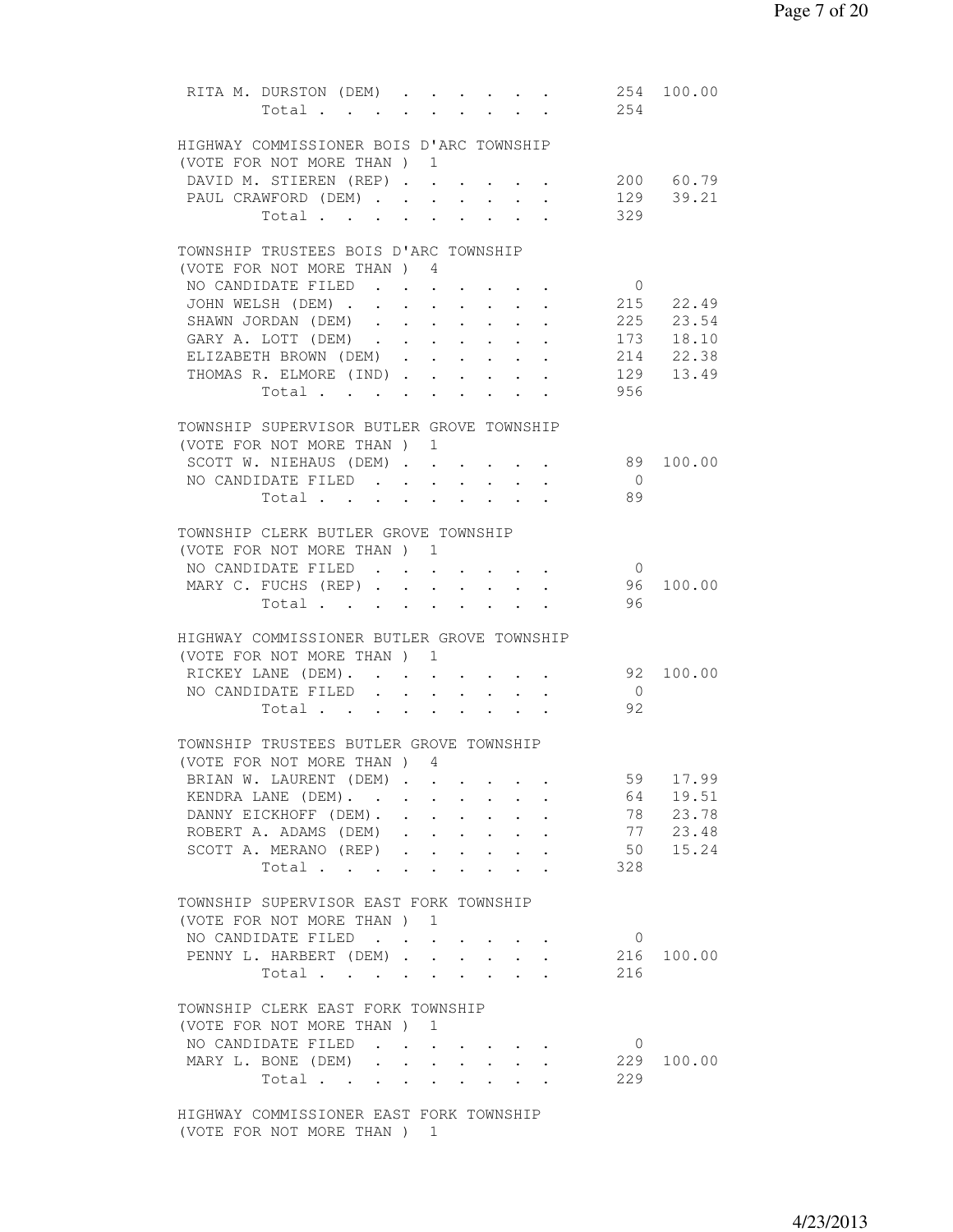| | | |
|---|---|---|
| RITA M. DURSTON (DEM) | 254 | 100.00 |
| Total | 254 | |

HIGHWAY COMMISSIONER BOIS D'ARC TOWNSHIP
(VOTE FOR NOT MORE THAN ) 1

| | | |
|---|---|---|
| DAVID M. STIEREN (REP) | 200 | 60.79 |
| PAUL CRAWFORD (DEM) | 129 | 39.21 |
| Total | 329 | |

TOWNSHIP TRUSTEES BOIS D'ARC TOWNSHIP
(VOTE FOR NOT MORE THAN ) 4

| | | |
|---|---|---|
| NO CANDIDATE FILED | 0 | |
| JOHN WELSH (DEM) | 215 | 22.49 |
| SHAWN JORDAN (DEM) | 225 | 23.54 |
| GARY A. LOTT (DEM) | 173 | 18.10 |
| ELIZABETH BROWN (DEM) | 214 | 22.38 |
| THOMAS R. ELMORE (IND) | 129 | 13.49 |
| Total | 956 | |

TOWNSHIP SUPERVISOR BUTLER GROVE TOWNSHIP
(VOTE FOR NOT MORE THAN ) 1

| | | |
|---|---|---|
| SCOTT W. NIEHAUS (DEM) | 89 | 100.00 |
| NO CANDIDATE FILED | 0 | |
| Total | 89 | |

TOWNSHIP CLERK BUTLER GROVE TOWNSHIP
(VOTE FOR NOT MORE THAN ) 1

| | | |
|---|---|---|
| NO CANDIDATE FILED | 0 | |
| MARY C. FUCHS (REP) | 96 | 100.00 |
| Total | 96 | |

HIGHWAY COMMISSIONER BUTLER GROVE TOWNSHIP
(VOTE FOR NOT MORE THAN ) 1

| | | |
|---|---|---|
| RICKEY LANE (DEM) | 92 | 100.00 |
| NO CANDIDATE FILED | 0 | |
| Total | 92 | |

TOWNSHIP TRUSTEES BUTLER GROVE TOWNSHIP
(VOTE FOR NOT MORE THAN ) 4

| | | |
|---|---|---|
| BRIAN W. LAURENT (DEM) | 59 | 17.99 |
| KENDRA LANE (DEM) | 64 | 19.51 |
| DANNY EICKHOFF (DEM) | 78 | 23.78 |
| ROBERT A. ADAMS (DEM) | 77 | 23.48 |
| SCOTT A. MERANO (REP) | 50 | 15.24 |
| Total | 328 | |

TOWNSHIP SUPERVISOR EAST FORK TOWNSHIP
(VOTE FOR NOT MORE THAN ) 1

| | | |
|---|---|---|
| NO CANDIDATE FILED | 0 | |
| PENNY L. HARBERT (DEM) | 216 | 100.00 |
| Total | 216 | |

TOWNSHIP CLERK EAST FORK TOWNSHIP
(VOTE FOR NOT MORE THAN ) 1

| | | |
|---|---|---|
| NO CANDIDATE FILED | 0 | |
| MARY L. BONE (DEM) | 229 | 100.00 |
| Total | 229 | |

HIGHWAY COMMISSIONER EAST FORK TOWNSHIP
(VOTE FOR NOT MORE THAN ) 1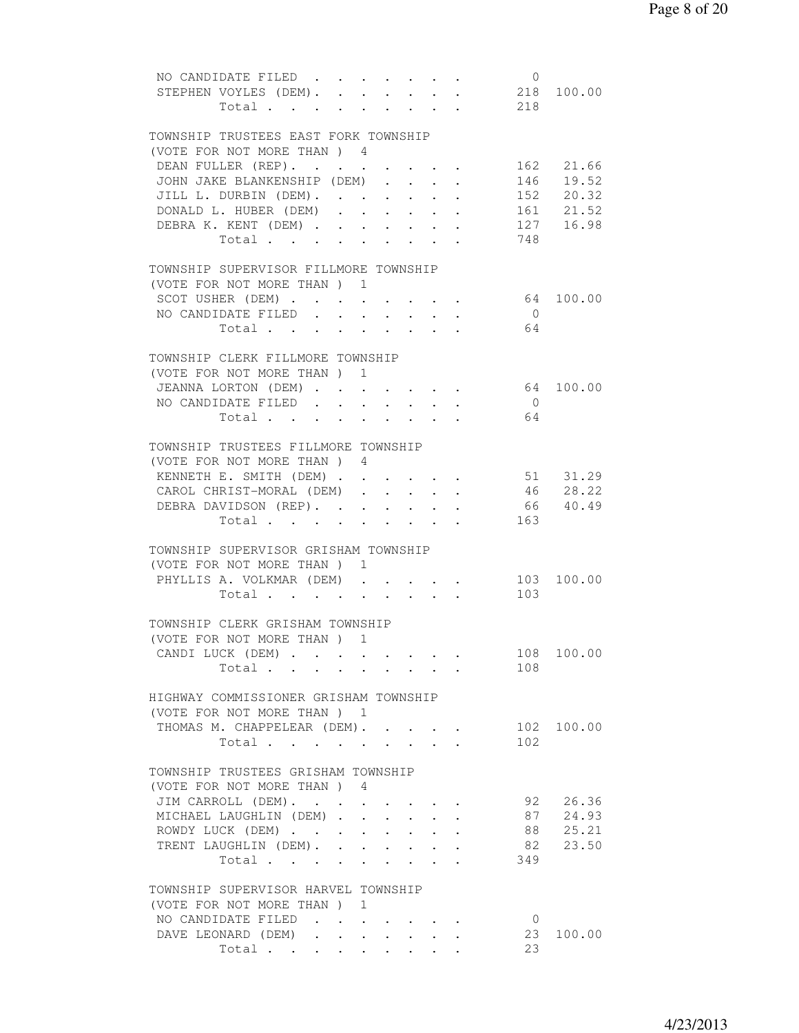```
 NO CANDIDATE FILED  . . . . . . .       0
 STEPHEN VOYLES (DEM). . . . . . .     218  100.00
      Total . . . . . . . . .          218

TOWNSHIP TRUSTEES EAST FORK TOWNSHIP
(VOTE FOR NOT MORE THAN )  4
 DEAN FULLER (REP). . . . . . . .      162   21.66
 JOHN JAKE BLANKENSHIP (DEM)  . . . .  146   19.52
 JILL L. DURBIN (DEM). . . . . . .     152   20.32
 DONALD L. HUBER (DEM)  . . . . . .    161   21.52
 DEBRA K. KENT (DEM) . . . . . . .     127   16.98
      Total . . . . . . . . .          748

TOWNSHIP SUPERVISOR FILLMORE TOWNSHIP
(VOTE FOR NOT MORE THAN )  1
 SCOT USHER (DEM) . . . . . . . .       64  100.00
 NO CANDIDATE FILED  . . . . . . .       0
      Total . . . . . . . . .           64

TOWNSHIP CLERK FILLMORE TOWNSHIP
(VOTE FOR NOT MORE THAN )  1
 JEANNA LORTON (DEM) . . . . . . .      64  100.00
 NO CANDIDATE FILED  . . . . . . .       0
      Total . . . . . . . . .           64

TOWNSHIP TRUSTEES FILLMORE TOWNSHIP
(VOTE FOR NOT MORE THAN )  4
 KENNETH E. SMITH (DEM) . . . . . .     51   31.29
 CAROL CHRIST-MORAL (DEM)  . . . . .    46   28.22
 DEBRA DAVIDSON (REP). . . . . . .      66   40.49
      Total . . . . . . . . .          163

TOWNSHIP SUPERVISOR GRISHAM TOWNSHIP
(VOTE FOR NOT MORE THAN )  1
 PHYLLIS A. VOLKMAR (DEM)  . . . . .   103  100.00
      Total . . . . . . . . .          103

TOWNSHIP CLERK GRISHAM TOWNSHIP
(VOTE FOR NOT MORE THAN )  1
 CANDI LUCK (DEM) . . . . . . . .      108  100.00
      Total . . . . . . . . .          108

HIGHWAY COMMISSIONER GRISHAM TOWNSHIP
(VOTE FOR NOT MORE THAN )  1
 THOMAS M. CHAPPELEAR (DEM). . . . .   102  100.00
      Total . . . . . . . . .          102

TOWNSHIP TRUSTEES GRISHAM TOWNSHIP
(VOTE FOR NOT MORE THAN )  4
 JIM CARROLL (DEM). . . . . . . .       92   26.36
 MICHAEL LAUGHLIN (DEM) . . . . . .     87   24.93
 ROWDY LUCK (DEM) . . . . . . . .       88   25.21
 TRENT LAUGHLIN (DEM). . . . . . .      82   23.50
      Total . . . . . . . . .          349

TOWNSHIP SUPERVISOR HARVEL TOWNSHIP
(VOTE FOR NOT MORE THAN )  1
 NO CANDIDATE FILED  . . . . . . .       0
 DAVE LEONARD (DEM)  . . . . . . .      23  100.00
      Total . . . . . . . . .           23
```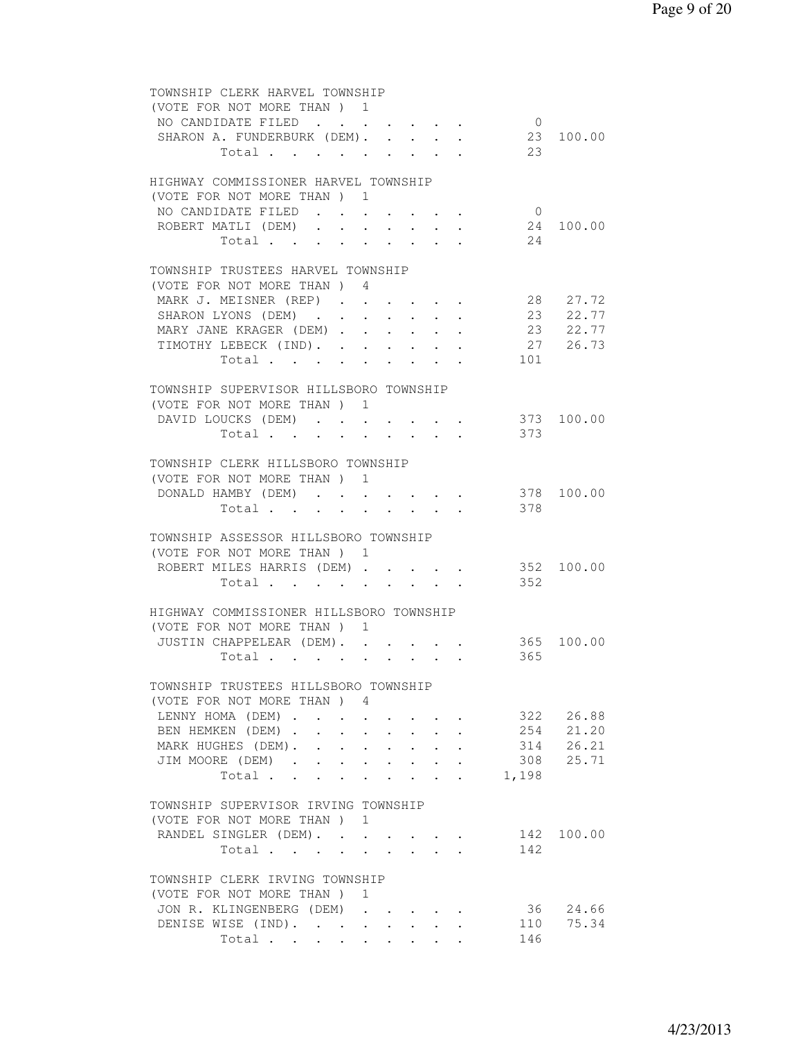TOWNSHIP CLERK HARVEL TOWNSHIP
(VOTE FOR NOT MORE THAN ) 1

| Candidate | Votes | Percent |
|---|---|---|
| NO CANDIDATE FILED | 0 | |
| SHARON A. FUNDERBURK (DEM) | 23 | 100.00 |
| Total | 23 | |

HIGHWAY COMMISSIONER HARVEL TOWNSHIP
(VOTE FOR NOT MORE THAN ) 1

| Candidate | Votes | Percent |
|---|---|---|
| NO CANDIDATE FILED | 0 | |
| ROBERT MATLI (DEM) | 24 | 100.00 |
| Total | 24 | |

TOWNSHIP TRUSTEES HARVEL TOWNSHIP
(VOTE FOR NOT MORE THAN ) 4

| Candidate | Votes | Percent |
|---|---|---|
| MARK J. MEISNER (REP) | 28 | 27.72 |
| SHARON LYONS (DEM) | 23 | 22.77 |
| MARY JANE KRAGER (DEM) | 23 | 22.77 |
| TIMOTHY LEBECK (IND) | 27 | 26.73 |
| Total | 101 | |

TOWNSHIP SUPERVISOR HILLSBORO TOWNSHIP
(VOTE FOR NOT MORE THAN ) 1

| Candidate | Votes | Percent |
|---|---|---|
| DAVID LOUCKS (DEM) | 373 | 100.00 |
| Total | 373 | |

TOWNSHIP CLERK HILLSBORO TOWNSHIP
(VOTE FOR NOT MORE THAN ) 1

| Candidate | Votes | Percent |
|---|---|---|
| DONALD HAMBY (DEM) | 378 | 100.00 |
| Total | 378 | |

TOWNSHIP ASSESSOR HILLSBORO TOWNSHIP
(VOTE FOR NOT MORE THAN ) 1

| Candidate | Votes | Percent |
|---|---|---|
| ROBERT MILES HARRIS (DEM) | 352 | 100.00 |
| Total | 352 | |

HIGHWAY COMMISSIONER HILLSBORO TOWNSHIP
(VOTE FOR NOT MORE THAN ) 1

| Candidate | Votes | Percent |
|---|---|---|
| JUSTIN CHAPPELEAR (DEM) | 365 | 100.00 |
| Total | 365 | |

TOWNSHIP TRUSTEES HILLSBORO TOWNSHIP
(VOTE FOR NOT MORE THAN ) 4

| Candidate | Votes | Percent |
|---|---|---|
| LENNY HOMA (DEM) | 322 | 26.88 |
| BEN HEMKEN (DEM) | 254 | 21.20 |
| MARK HUGHES (DEM) | 314 | 26.21 |
| JIM MOORE (DEM) | 308 | 25.71 |
| Total | 1,198 | |

TOWNSHIP SUPERVISOR IRVING TOWNSHIP
(VOTE FOR NOT MORE THAN ) 1

| Candidate | Votes | Percent |
|---|---|---|
| RANDEL SINGLER (DEM) | 142 | 100.00 |
| Total | 142 | |

TOWNSHIP CLERK IRVING TOWNSHIP
(VOTE FOR NOT MORE THAN ) 1

| Candidate | Votes | Percent |
|---|---|---|
| JON R. KLINGENBERG (DEM) | 36 | 24.66 |
| DENISE WISE (IND) | 110 | 75.34 |
| Total | 146 | |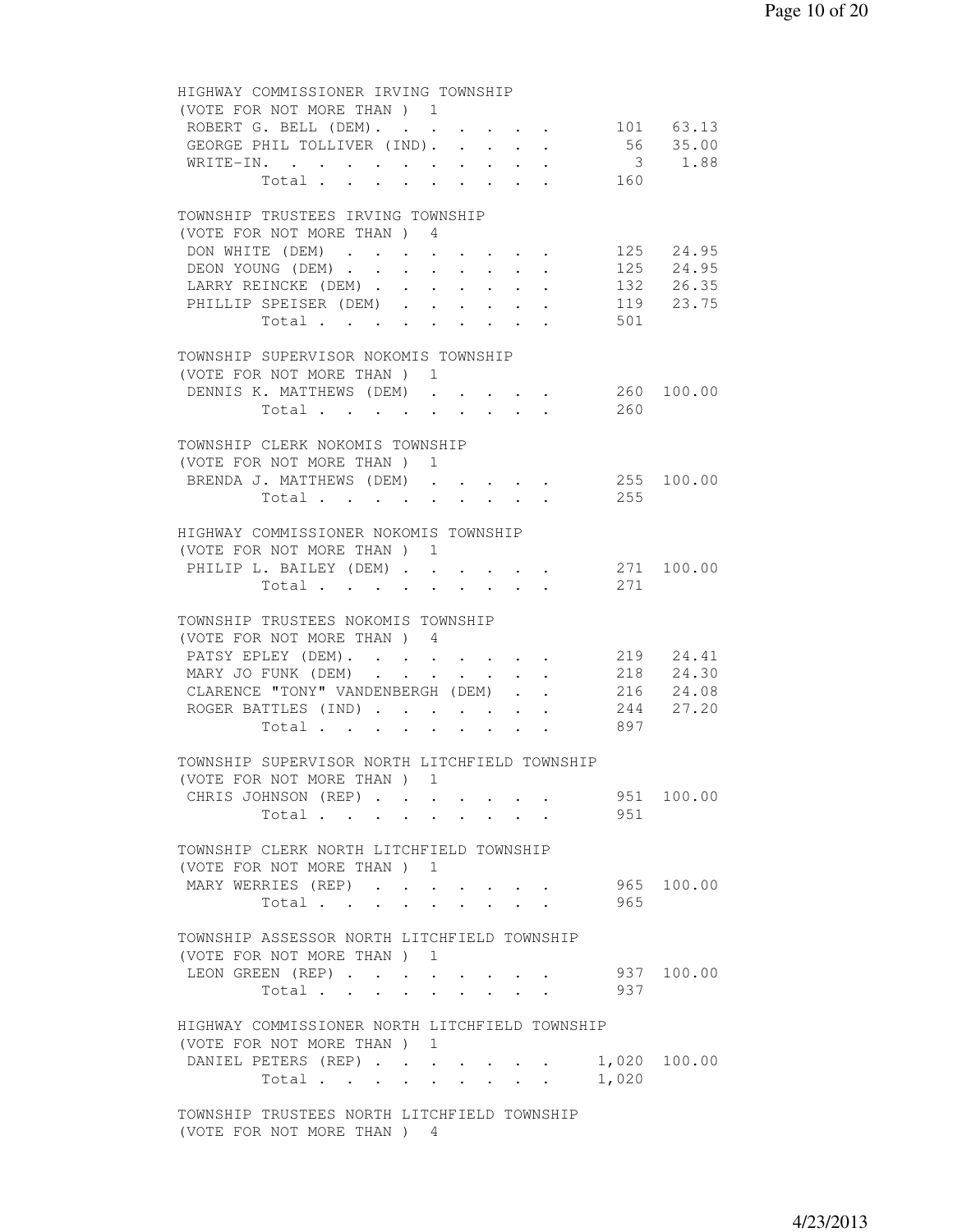HIGHWAY COMMISSIONER IRVING TOWNSHIP
(VOTE FOR NOT MORE THAN ) 1

| Candidate | Votes | Percent |
|---|---|---|
| ROBERT G. BELL (DEM) | 101 | 63.13 |
| GEORGE PHIL TOLLIVER (IND) | 56 | 35.00 |
| WRITE-IN | 3 | 1.88 |
| Total | 160 | |

TOWNSHIP TRUSTEES IRVING TOWNSHIP
(VOTE FOR NOT MORE THAN ) 4

| Candidate | Votes | Percent |
|---|---|---|
| DON WHITE (DEM) | 125 | 24.95 |
| DEON YOUNG (DEM) | 125 | 24.95 |
| LARRY REINCKE (DEM) | 132 | 26.35 |
| PHILLIP SPEISER (DEM) | 119 | 23.75 |
| Total | 501 | |

TOWNSHIP SUPERVISOR NOKOMIS TOWNSHIP
(VOTE FOR NOT MORE THAN ) 1

| Candidate | Votes | Percent |
|---|---|---|
| DENNIS K. MATTHEWS (DEM) | 260 | 100.00 |
| Total | 260 | |

TOWNSHIP CLERK NOKOMIS TOWNSHIP
(VOTE FOR NOT MORE THAN ) 1

| Candidate | Votes | Percent |
|---|---|---|
| BRENDA J. MATTHEWS (DEM) | 255 | 100.00 |
| Total | 255 | |

HIGHWAY COMMISSIONER NOKOMIS TOWNSHIP
(VOTE FOR NOT MORE THAN ) 1

| Candidate | Votes | Percent |
|---|---|---|
| PHILIP L. BAILEY (DEM) | 271 | 100.00 |
| Total | 271 | |

TOWNSHIP TRUSTEES NOKOMIS TOWNSHIP
(VOTE FOR NOT MORE THAN ) 4

| Candidate | Votes | Percent |
|---|---|---|
| PATSY EPLEY (DEM) | 219 | 24.41 |
| MARY JO FUNK (DEM) | 218 | 24.30 |
| CLARENCE "TONY" VANDENBERGH (DEM) | 216 | 24.08 |
| ROGER BATTLES (IND) | 244 | 27.20 |
| Total | 897 | |

TOWNSHIP SUPERVISOR NORTH LITCHFIELD TOWNSHIP
(VOTE FOR NOT MORE THAN ) 1

| Candidate | Votes | Percent |
|---|---|---|
| CHRIS JOHNSON (REP) | 951 | 100.00 |
| Total | 951 | |

TOWNSHIP CLERK NORTH LITCHFIELD TOWNSHIP
(VOTE FOR NOT MORE THAN ) 1

| Candidate | Votes | Percent |
|---|---|---|
| MARY WERRIES (REP) | 965 | 100.00 |
| Total | 965 | |

TOWNSHIP ASSESSOR NORTH LITCHFIELD TOWNSHIP
(VOTE FOR NOT MORE THAN ) 1

| Candidate | Votes | Percent |
|---|---|---|
| LEON GREEN (REP) | 937 | 100.00 |
| Total | 937 | |

HIGHWAY COMMISSIONER NORTH LITCHFIELD TOWNSHIP
(VOTE FOR NOT MORE THAN ) 1

| Candidate | Votes | Percent |
|---|---|---|
| DANIEL PETERS (REP) | 1,020 | 100.00 |
| Total | 1,020 | |

TOWNSHIP TRUSTEES NORTH LITCHFIELD TOWNSHIP
(VOTE FOR NOT MORE THAN ) 4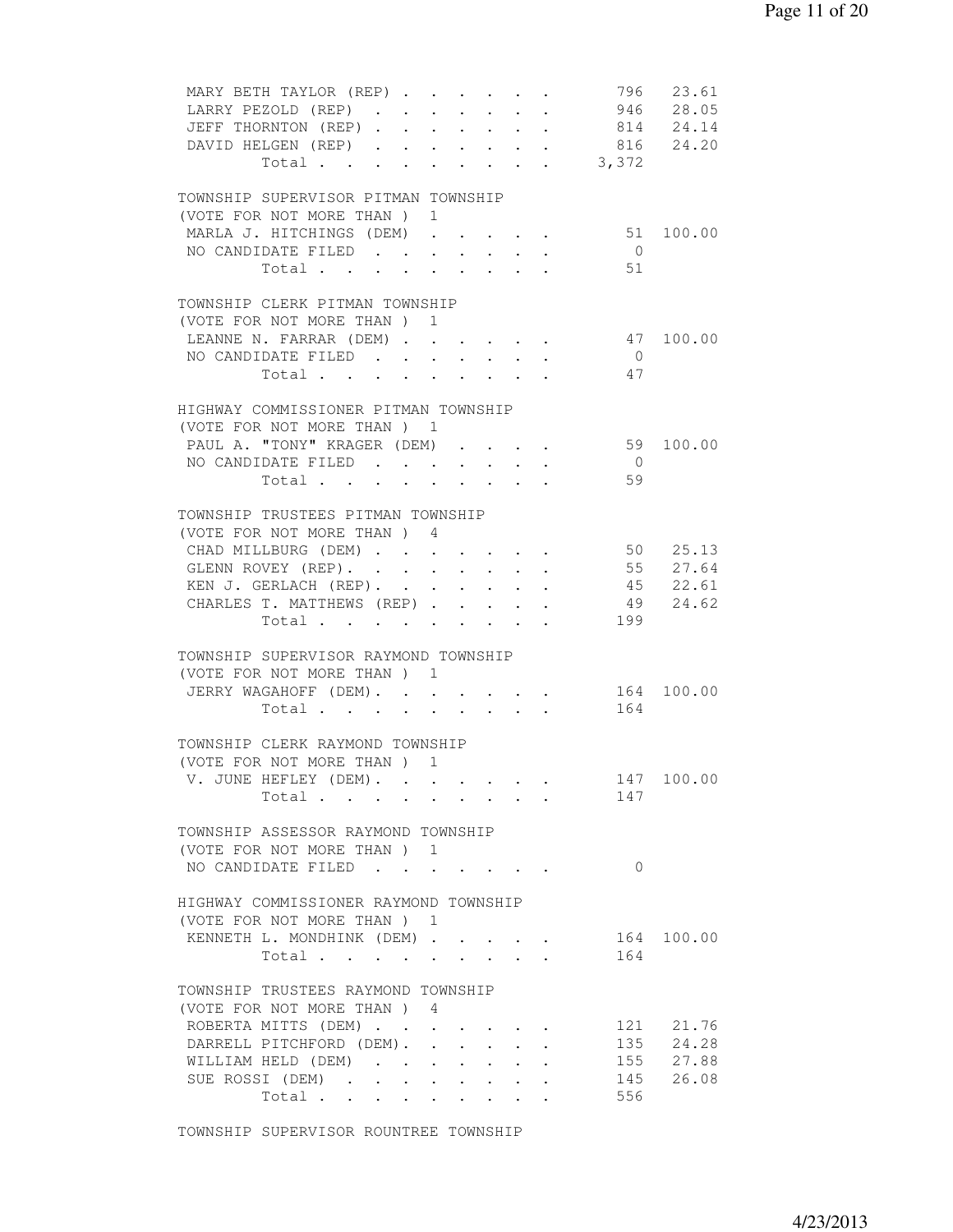| | | |
|---|---|---|
| MARY BETH TAYLOR (REP) | 796 | 23.61 |
| LARRY PEZOLD (REP) | 946 | 28.05 |
| JEFF THORNTON (REP) | 814 | 24.14 |
| DAVID HELGEN (REP) | 816 | 24.20 |
| Total | 3,372 | |

TOWNSHIP SUPERVISOR PITMAN TOWNSHIP
(VOTE FOR NOT MORE THAN ) 1

| | | |
|---|---|---|
| MARLA J. HITCHINGS (DEM) | 51 | 100.00 |
| NO CANDIDATE FILED | 0 | |
| Total | 51 | |

TOWNSHIP CLERK PITMAN TOWNSHIP
(VOTE FOR NOT MORE THAN ) 1

| | | |
|---|---|---|
| LEANNE N. FARRAR (DEM) | 47 | 100.00 |
| NO CANDIDATE FILED | 0 | |
| Total | 47 | |

HIGHWAY COMMISSIONER PITMAN TOWNSHIP
(VOTE FOR NOT MORE THAN ) 1

| | | |
|---|---|---|
| PAUL A. "TONY" KRAGER (DEM) | 59 | 100.00 |
| NO CANDIDATE FILED | 0 | |
| Total | 59 | |

TOWNSHIP TRUSTEES PITMAN TOWNSHIP
(VOTE FOR NOT MORE THAN ) 4

| | | |
|---|---|---|
| CHAD MILLBURG (DEM) | 50 | 25.13 |
| GLENN ROVEY (REP) | 55 | 27.64 |
| KEN J. GERLACH (REP) | 45 | 22.61 |
| CHARLES T. MATTHEWS (REP) | 49 | 24.62 |
| Total | 199 | |

TOWNSHIP SUPERVISOR RAYMOND TOWNSHIP
(VOTE FOR NOT MORE THAN ) 1

| | | |
|---|---|---|
| JERRY WAGAHOFF (DEM) | 164 | 100.00 |
| Total | 164 | |

TOWNSHIP CLERK RAYMOND TOWNSHIP
(VOTE FOR NOT MORE THAN ) 1

| | | |
|---|---|---|
| V. JUNE HEFLEY (DEM) | 147 | 100.00 |
| Total | 147 | |

TOWNSHIP ASSESSOR RAYMOND TOWNSHIP
(VOTE FOR NOT MORE THAN ) 1

| | | |
|---|---|---|
| NO CANDIDATE FILED | 0 | |

HIGHWAY COMMISSIONER RAYMOND TOWNSHIP
(VOTE FOR NOT MORE THAN ) 1

| | | |
|---|---|---|
| KENNETH L. MONDHINK (DEM) | 164 | 100.00 |
| Total | 164 | |

TOWNSHIP TRUSTEES RAYMOND TOWNSHIP
(VOTE FOR NOT MORE THAN ) 4

| | | |
|---|---|---|
| ROBERTA MITTS (DEM) | 121 | 21.76 |
| DARRELL PITCHFORD (DEM) | 135 | 24.28 |
| WILLIAM HELD (DEM) | 155 | 27.88 |
| SUE ROSSI (DEM) | 145 | 26.08 |
| Total | 556 | |

TOWNSHIP SUPERVISOR ROUNTREE TOWNSHIP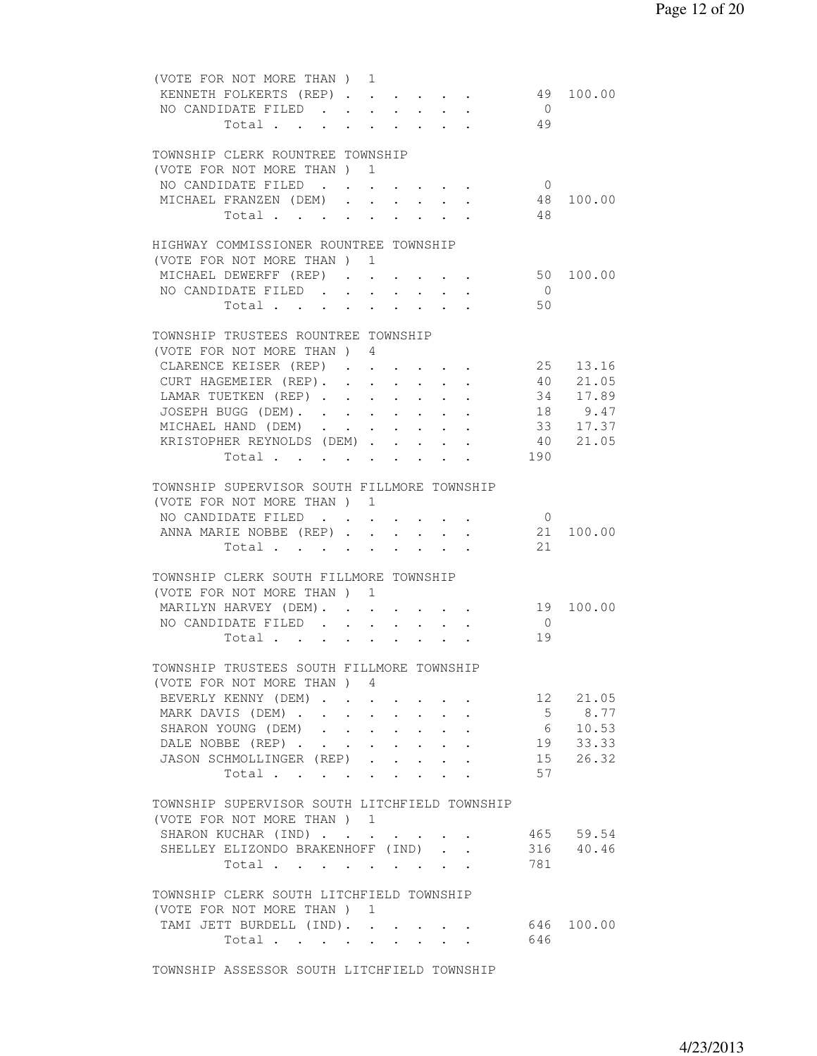(VOTE FOR NOT MORE THAN ) 1

| | | |
|---|---|---|
| KENNETH FOLKERTS (REP) | 49 | 100.00 |
| NO CANDIDATE FILED | 0 | |
| Total | 49 | |

TOWNSHIP CLERK ROUNTREE TOWNSHIP
(VOTE FOR NOT MORE THAN ) 1

| | | |
|---|---|---|
| NO CANDIDATE FILED | 0 | |
| MICHAEL FRANZEN (DEM) | 48 | 100.00 |
| Total | 48 | |

HIGHWAY COMMISSIONER ROUNTREE TOWNSHIP
(VOTE FOR NOT MORE THAN ) 1

| | | |
|---|---|---|
| MICHAEL DEWERFF (REP) | 50 | 100.00 |
| NO CANDIDATE FILED | 0 | |
| Total | 50 | |

TOWNSHIP TRUSTEES ROUNTREE TOWNSHIP
(VOTE FOR NOT MORE THAN ) 4

| | | |
|---|---|---|
| CLARENCE KEISER (REP) | 25 | 13.16 |
| CURT HAGEMEIER (REP) | 40 | 21.05 |
| LAMAR TUETKEN (REP) | 34 | 17.89 |
| JOSEPH BUGG (DEM) | 18 | 9.47 |
| MICHAEL HAND (DEM) | 33 | 17.37 |
| KRISTOPHER REYNOLDS (DEM) | 40 | 21.05 |
| Total | 190 | |

TOWNSHIP SUPERVISOR SOUTH FILLMORE TOWNSHIP
(VOTE FOR NOT MORE THAN ) 1

| | | |
|---|---|---|
| NO CANDIDATE FILED | 0 | |
| ANNA MARIE NOBBE (REP) | 21 | 100.00 |
| Total | 21 | |

TOWNSHIP CLERK SOUTH FILLMORE TOWNSHIP
(VOTE FOR NOT MORE THAN ) 1

| | | |
|---|---|---|
| MARILYN HARVEY (DEM) | 19 | 100.00 |
| NO CANDIDATE FILED | 0 | |
| Total | 19 | |

TOWNSHIP TRUSTEES SOUTH FILLMORE TOWNSHIP
(VOTE FOR NOT MORE THAN ) 4

| | | |
|---|---|---|
| BEVERLY KENNY (DEM) | 12 | 21.05 |
| MARK DAVIS (DEM) | 5 | 8.77 |
| SHARON YOUNG (DEM) | 6 | 10.53 |
| DALE NOBBE (REP) | 19 | 33.33 |
| JASON SCHMOLLINGER (REP) | 15 | 26.32 |
| Total | 57 | |

TOWNSHIP SUPERVISOR SOUTH LITCHFIELD TOWNSHIP
(VOTE FOR NOT MORE THAN ) 1

| | | |
|---|---|---|
| SHARON KUCHAR (IND) | 465 | 59.54 |
| SHELLEY ELIZONDO BRAKENHOFF (IND) | 316 | 40.46 |
| Total | 781 | |

TOWNSHIP CLERK SOUTH LITCHFIELD TOWNSHIP
(VOTE FOR NOT MORE THAN ) 1

| | | |
|---|---|---|
| TAMI JETT BURDELL (IND) | 646 | 100.00 |
| Total | 646 | |

TOWNSHIP ASSESSOR SOUTH LITCHFIELD TOWNSHIP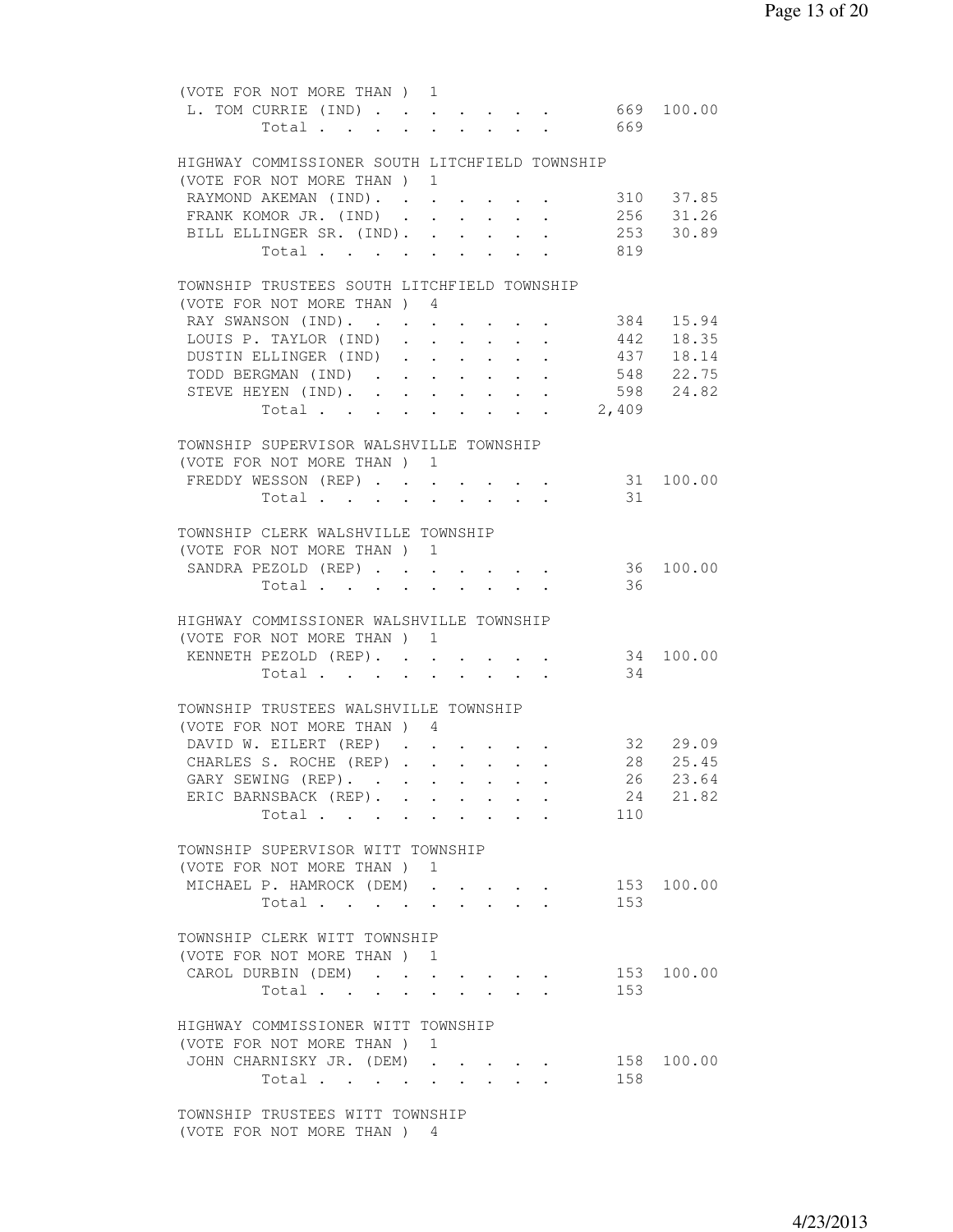(VOTE FOR NOT MORE THAN ) 1

| Candidate | Votes | Percent |
|---|---|---|
| L. TOM CURRIE (IND) | 669 | 100.00 |
| Total | 669 | |

HIGHWAY COMMISSIONER SOUTH LITCHFIELD TOWNSHIP
(VOTE FOR NOT MORE THAN ) 1

| Candidate | Votes | Percent |
|---|---|---|
| RAYMOND AKEMAN (IND) | 310 | 37.85 |
| FRANK KOMOR JR. (IND) | 256 | 31.26 |
| BILL ELLINGER SR. (IND) | 253 | 30.89 |
| Total | 819 | |

TOWNSHIP TRUSTEES SOUTH LITCHFIELD TOWNSHIP
(VOTE FOR NOT MORE THAN ) 4

| Candidate | Votes | Percent |
|---|---|---|
| RAY SWANSON (IND) | 384 | 15.94 |
| LOUIS P. TAYLOR (IND) | 442 | 18.35 |
| DUSTIN ELLINGER (IND) | 437 | 18.14 |
| TODD BERGMAN (IND) | 548 | 22.75 |
| STEVE HEYEN (IND) | 598 | 24.82 |
| Total | 2,409 | |

TOWNSHIP SUPERVISOR WALSHVILLE TOWNSHIP
(VOTE FOR NOT MORE THAN ) 1

| Candidate | Votes | Percent |
|---|---|---|
| FREDDY WESSON (REP) | 31 | 100.00 |
| Total | 31 | |

TOWNSHIP CLERK WALSHVILLE TOWNSHIP
(VOTE FOR NOT MORE THAN ) 1

| Candidate | Votes | Percent |
|---|---|---|
| SANDRA PEZOLD (REP) | 36 | 100.00 |
| Total | 36 | |

HIGHWAY COMMISSIONER WALSHVILLE TOWNSHIP
(VOTE FOR NOT MORE THAN ) 1

| Candidate | Votes | Percent |
|---|---|---|
| KENNETH PEZOLD (REP) | 34 | 100.00 |
| Total | 34 | |

TOWNSHIP TRUSTEES WALSHVILLE TOWNSHIP
(VOTE FOR NOT MORE THAN ) 4

| Candidate | Votes | Percent |
|---|---|---|
| DAVID W. EILERT (REP) | 32 | 29.09 |
| CHARLES S. ROCHE (REP) | 28 | 25.45 |
| GARY SEWING (REP) | 26 | 23.64 |
| ERIC BARNSBACK (REP) | 24 | 21.82 |
| Total | 110 | |

TOWNSHIP SUPERVISOR WITT TOWNSHIP
(VOTE FOR NOT MORE THAN ) 1

| Candidate | Votes | Percent |
|---|---|---|
| MICHAEL P. HAMROCK (DEM) | 153 | 100.00 |
| Total | 153 | |

TOWNSHIP CLERK WITT TOWNSHIP
(VOTE FOR NOT MORE THAN ) 1

| Candidate | Votes | Percent |
|---|---|---|
| CAROL DURBIN (DEM) | 153 | 100.00 |
| Total | 153 | |

HIGHWAY COMMISSIONER WITT TOWNSHIP
(VOTE FOR NOT MORE THAN ) 1

| Candidate | Votes | Percent |
|---|---|---|
| JOHN CHARNISKY JR. (DEM) | 158 | 100.00 |
| Total | 158 | |

TOWNSHIP TRUSTEES WITT TOWNSHIP
(VOTE FOR NOT MORE THAN ) 4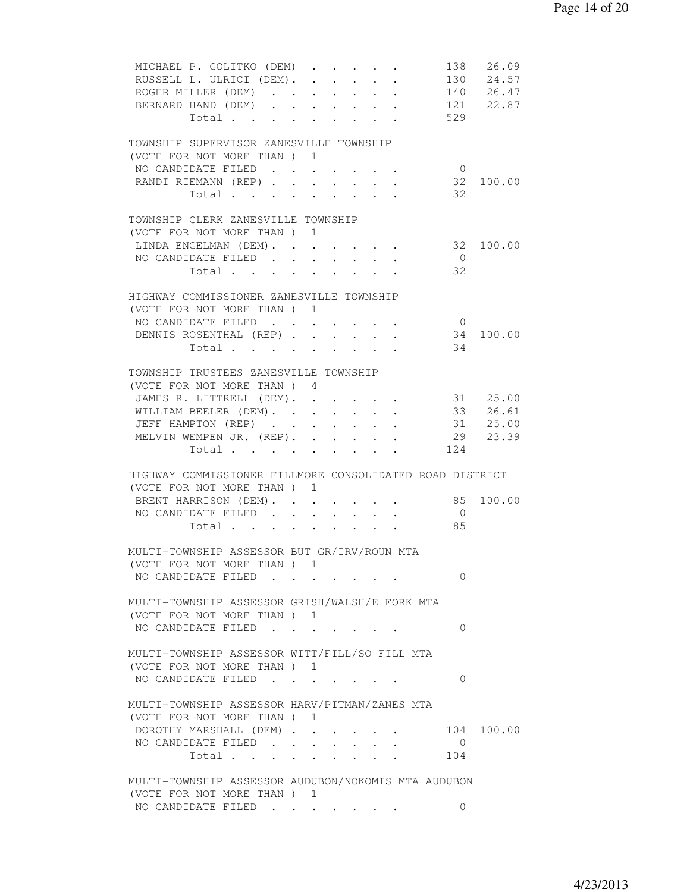| | | |
|---|---|---|
| MICHAEL P. GOLITKO (DEM) | 138 | 26.09 |
| RUSSELL L. ULRICI (DEM). | 130 | 24.57 |
| ROGER MILLER (DEM) | 140 | 26.47 |
| BERNARD HAND (DEM) | 121 | 22.87 |
| Total | 529 | |

TOWNSHIP SUPERVISOR ZANESVILLE TOWNSHIP
(VOTE FOR NOT MORE THAN ) 1

| | | |
|---|---|---|
| NO CANDIDATE FILED | 0 | |
| RANDI RIEMANN (REP) | 32 | 100.00 |
| Total | 32 | |

TOWNSHIP CLERK ZANESVILLE TOWNSHIP
(VOTE FOR NOT MORE THAN ) 1

| | | |
|---|---|---|
| LINDA ENGELMAN (DEM). | 32 | 100.00 |
| NO CANDIDATE FILED | 0 | |
| Total | 32 | |

HIGHWAY COMMISSIONER ZANESVILLE TOWNSHIP
(VOTE FOR NOT MORE THAN ) 1

| | | |
|---|---|---|
| NO CANDIDATE FILED | 0 | |
| DENNIS ROSENTHAL (REP) | 34 | 100.00 |
| Total | 34 | |

TOWNSHIP TRUSTEES ZANESVILLE TOWNSHIP
(VOTE FOR NOT MORE THAN ) 4

| | | |
|---|---|---|
| JAMES R. LITTRELL (DEM). | 31 | 25.00 |
| WILLIAM BEELER (DEM). | 33 | 26.61 |
| JEFF HAMPTON (REP) | 31 | 25.00 |
| MELVIN WEMPEN JR. (REP). | 29 | 23.39 |
| Total | 124 | |

HIGHWAY COMMISSIONER FILLMORE CONSOLIDATED ROAD DISTRICT
(VOTE FOR NOT MORE THAN ) 1

| | | |
|---|---|---|
| BRENT HARRISON (DEM). | 85 | 100.00 |
| NO CANDIDATE FILED | 0 | |
| Total | 85 | |

MULTI-TOWNSHIP ASSESSOR BUT GR/IRV/ROUN MTA
(VOTE FOR NOT MORE THAN ) 1

| | | |
|---|---|---|
| NO CANDIDATE FILED | 0 | |

MULTI-TOWNSHIP ASSESSOR GRISH/WALSH/E FORK MTA
(VOTE FOR NOT MORE THAN ) 1

| | | |
|---|---|---|
| NO CANDIDATE FILED | 0 | |

MULTI-TOWNSHIP ASSESSOR WITT/FILL/SO FILL MTA
(VOTE FOR NOT MORE THAN ) 1

| | | |
|---|---|---|
| NO CANDIDATE FILED | 0 | |

MULTI-TOWNSHIP ASSESSOR HARV/PITMAN/ZANES MTA
(VOTE FOR NOT MORE THAN ) 1

| | | |
|---|---|---|
| DOROTHY MARSHALL (DEM) | 104 | 100.00 |
| NO CANDIDATE FILED | 0 | |
| Total | 104 | |

MULTI-TOWNSHIP ASSESSOR AUDUBON/NOKOMIS MTA AUDUBON
(VOTE FOR NOT MORE THAN ) 1

| | | |
|---|---|---|
| NO CANDIDATE FILED | 0 | |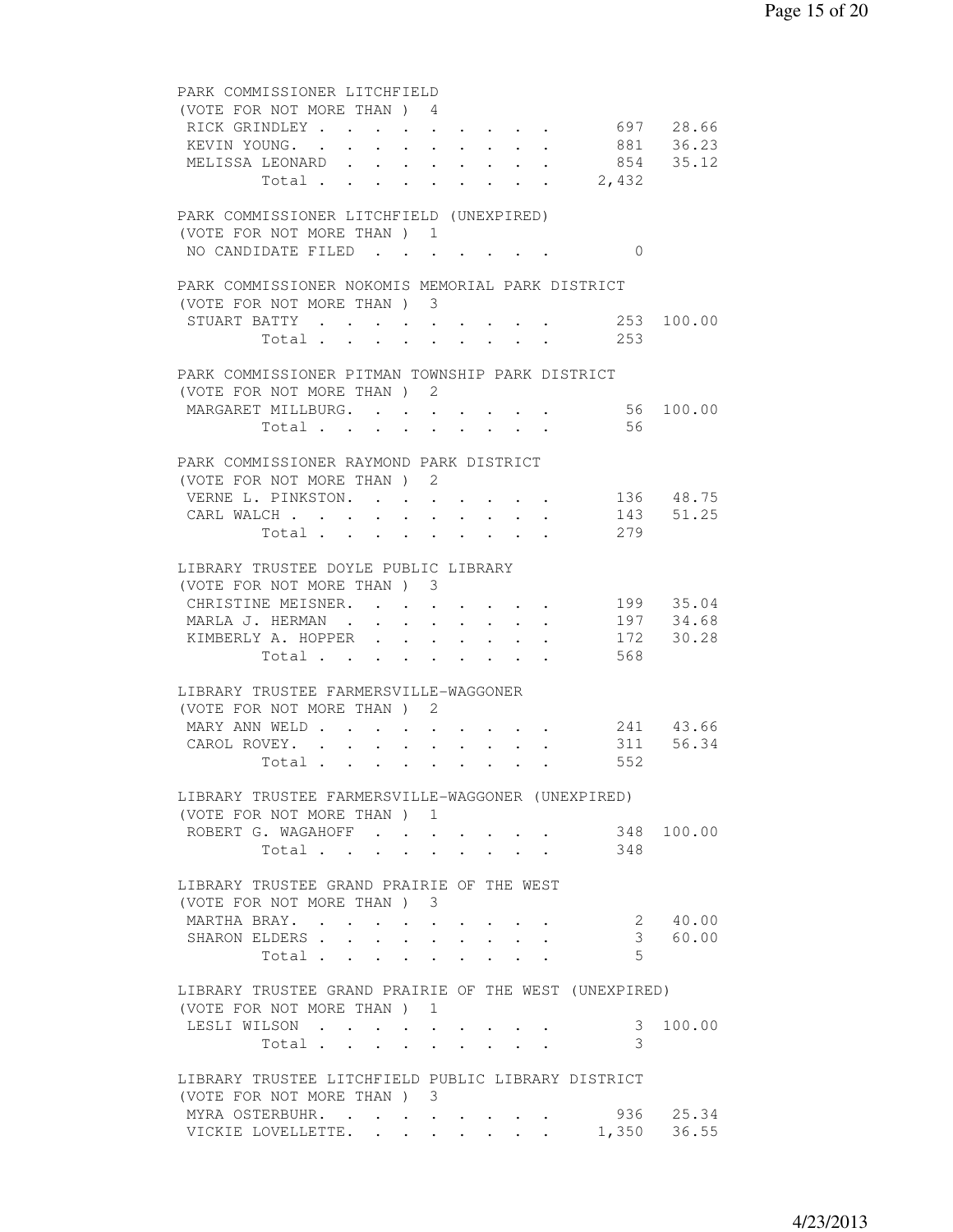PARK COMMISSIONER LITCHFIELD
(VOTE FOR NOT MORE THAN ) 4

| | | |
|---|---|---|
| RICK GRINDLEY | 697 | 28.66 |
| KEVIN YOUNG. | 881 | 36.23 |
| MELISSA LEONARD | 854 | 35.12 |
| Total | 2,432 | |

PARK COMMISSIONER LITCHFIELD (UNEXPIRED)
(VOTE FOR NOT MORE THAN ) 1

| | | |
|---|---|---|
| NO CANDIDATE FILED | 0 | |

PARK COMMISSIONER NOKOMIS MEMORIAL PARK DISTRICT
(VOTE FOR NOT MORE THAN ) 3

| | | |
|---|---|---|
| STUART BATTY | 253 | 100.00 |
| Total | 253 | |

PARK COMMISSIONER PITMAN TOWNSHIP PARK DISTRICT
(VOTE FOR NOT MORE THAN ) 2

| | | |
|---|---|---|
| MARGARET MILLBURG. | 56 | 100.00 |
| Total | 56 | |

PARK COMMISSIONER RAYMOND PARK DISTRICT
(VOTE FOR NOT MORE THAN ) 2

| | | |
|---|---|---|
| VERNE L. PINKSTON. | 136 | 48.75 |
| CARL WALCH | 143 | 51.25 |
| Total | 279 | |

LIBRARY TRUSTEE DOYLE PUBLIC LIBRARY
(VOTE FOR NOT MORE THAN ) 3

| | | |
|---|---|---|
| CHRISTINE MEISNER. | 199 | 35.04 |
| MARLA J. HERMAN | 197 | 34.68 |
| KIMBERLY A. HOPPER | 172 | 30.28 |
| Total | 568 | |

LIBRARY TRUSTEE FARMERSVILLE-WAGGONER
(VOTE FOR NOT MORE THAN ) 2

| | | |
|---|---|---|
| MARY ANN WELD | 241 | 43.66 |
| CAROL ROVEY. | 311 | 56.34 |
| Total | 552 | |

LIBRARY TRUSTEE FARMERSVILLE-WAGGONER (UNEXPIRED)
(VOTE FOR NOT MORE THAN ) 1

| | | |
|---|---|---|
| ROBERT G. WAGAHOFF | 348 | 100.00 |
| Total | 348 | |

LIBRARY TRUSTEE GRAND PRAIRIE OF THE WEST
(VOTE FOR NOT MORE THAN ) 3

| | | |
|---|---|---|
| MARTHA BRAY. | 2 | 40.00 |
| SHARON ELDERS | 3 | 60.00 |
| Total | 5 | |

LIBRARY TRUSTEE GRAND PRAIRIE OF THE WEST (UNEXPIRED)
(VOTE FOR NOT MORE THAN ) 1

| | | |
|---|---|---|
| LESLI WILSON | 3 | 100.00 |
| Total | 3 | |

LIBRARY TRUSTEE LITCHFIELD PUBLIC LIBRARY DISTRICT
(VOTE FOR NOT MORE THAN ) 3

| | | |
|---|---|---|
| MYRA OSTERBUHR. | 936 | 25.34 |
| VICKIE LOVELLETTE. | 1,350 | 36.55 |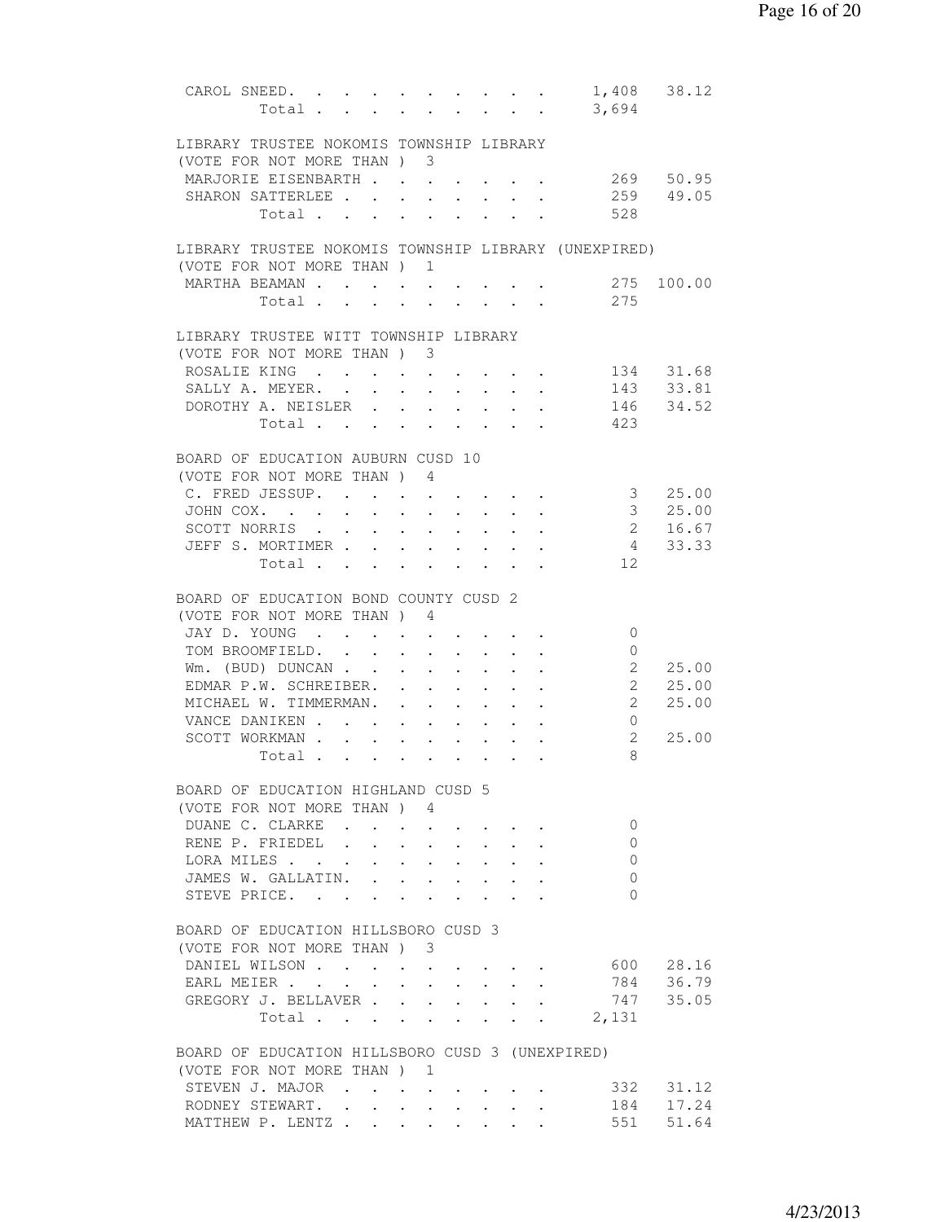| | | |
|---|---|---|
| CAROL SNEED. | 1,408 | 38.12 |
| Total | 3,694 | |

**LIBRARY TRUSTEE NOKOMIS TOWNSHIP LIBRARY**
(VOTE FOR NOT MORE THAN ) 3

| | | |
|---|---|---|
| MARJORIE EISENBARTH | 269 | 50.95 |
| SHARON SATTERLEE | 259 | 49.05 |
| Total | 528 | |

**LIBRARY TRUSTEE NOKOMIS TOWNSHIP LIBRARY (UNEXPIRED)**
(VOTE FOR NOT MORE THAN ) 1

| | | |
|---|---|---|
| MARTHA BEAMAN | 275 | 100.00 |
| Total | 275 | |

**LIBRARY TRUSTEE WITT TOWNSHIP LIBRARY**
(VOTE FOR NOT MORE THAN ) 3

| | | |
|---|---|---|
| ROSALIE KING | 134 | 31.68 |
| SALLY A. MEYER. | 143 | 33.81 |
| DOROTHY A. NEISLER | 146 | 34.52 |
| Total | 423 | |

**BOARD OF EDUCATION AUBURN CUSD 10**
(VOTE FOR NOT MORE THAN ) 4

| | | |
|---|---|---|
| C. FRED JESSUP. | 3 | 25.00 |
| JOHN COX. | 3 | 25.00 |
| SCOTT NORRIS | 2 | 16.67 |
| JEFF S. MORTIMER | 4 | 33.33 |
| Total | 12 | |

**BOARD OF EDUCATION BOND COUNTY CUSD 2**
(VOTE FOR NOT MORE THAN ) 4

| | | |
|---|---|---|
| JAY D. YOUNG | 0 | |
| TOM BROOMFIELD. | 0 | |
| Wm. (BUD) DUNCAN | 2 | 25.00 |
| EDMAR P.W. SCHREIBER. | 2 | 25.00 |
| MICHAEL W. TIMMERMAN. | 2 | 25.00 |
| VANCE DANIKEN | 0 | |
| SCOTT WORKMAN | 2 | 25.00 |
| Total | 8 | |

**BOARD OF EDUCATION HIGHLAND CUSD 5**
(VOTE FOR NOT MORE THAN ) 4

| | | |
|---|---|---|
| DUANE C. CLARKE | 0 | |
| RENE P. FRIEDEL | 0 | |
| LORA MILES | 0 | |
| JAMES W. GALLATIN. | 0 | |
| STEVE PRICE. | 0 | |

**BOARD OF EDUCATION HILLSBORO CUSD 3**
(VOTE FOR NOT MORE THAN ) 3

| | | |
|---|---|---|
| DANIEL WILSON | 600 | 28.16 |
| EARL MEIER | 784 | 36.79 |
| GREGORY J. BELLAVER | 747 | 35.05 |
| Total | 2,131 | |

**BOARD OF EDUCATION HILLSBORO CUSD 3 (UNEXPIRED)**
(VOTE FOR NOT MORE THAN ) 1

| | | |
|---|---|---|
| STEVEN J. MAJOR | 332 | 31.12 |
| RODNEY STEWART. | 184 | 17.24 |
| MATTHEW P. LENTZ | 551 | 51.64 |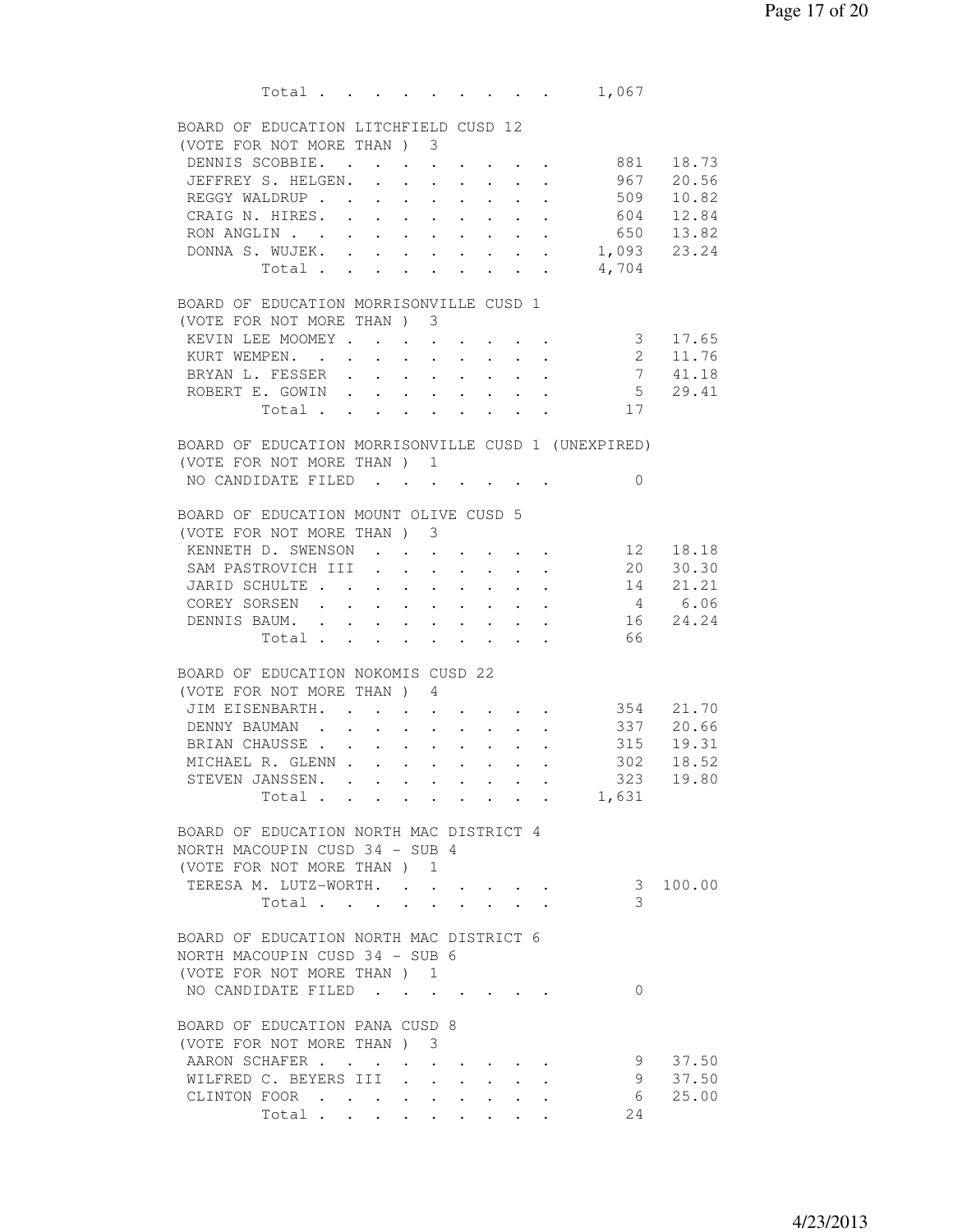Total . . . . . . . . . . 1,067

BOARD OF EDUCATION LITCHFIELD CUSD 12
(VOTE FOR NOT MORE THAN ) 3

| Candidate | Votes | Percent |
|---|---|---|
| DENNIS SCOBBIE | 881 | 18.73 |
| JEFFREY S. HELGEN | 967 | 20.56 |
| REGGY WALDRUP | 509 | 10.82 |
| CRAIG N. HIRES | 604 | 12.84 |
| RON ANGLIN | 650 | 13.82 |
| DONNA S. WUJEK | 1,093 | 23.24 |
| Total | 4,704 | |

BOARD OF EDUCATION MORRISONVILLE CUSD 1
(VOTE FOR NOT MORE THAN ) 3

| Candidate | Votes | Percent |
|---|---|---|
| KEVIN LEE MOOMEY | 3 | 17.65 |
| KURT WEMPEN | 2 | 11.76 |
| BRYAN L. FESSER | 7 | 41.18 |
| ROBERT E. GOWIN | 5 | 29.41 |
| Total | 17 | |

BOARD OF EDUCATION MORRISONVILLE CUSD 1 (UNEXPIRED)
(VOTE FOR NOT MORE THAN ) 1

| Candidate | Votes | Percent |
|---|---|---|
| NO CANDIDATE FILED | 0 | |

BOARD OF EDUCATION MOUNT OLIVE CUSD 5
(VOTE FOR NOT MORE THAN ) 3

| Candidate | Votes | Percent |
|---|---|---|
| KENNETH D. SWENSON | 12 | 18.18 |
| SAM PASTROVICH III | 20 | 30.30 |
| JARID SCHULTE | 14 | 21.21 |
| COREY SORSEN | 4 | 6.06 |
| DENNIS BAUM | 16 | 24.24 |
| Total | 66 | |

BOARD OF EDUCATION NOKOMIS CUSD 22
(VOTE FOR NOT MORE THAN ) 4

| Candidate | Votes | Percent |
|---|---|---|
| JIM EISENBARTH | 354 | 21.70 |
| DENNY BAUMAN | 337 | 20.66 |
| BRIAN CHAUSSE | 315 | 19.31 |
| MICHAEL R. GLENN | 302 | 18.52 |
| STEVEN JANSSEN | 323 | 19.80 |
| Total | 1,631 | |

BOARD OF EDUCATION NORTH MAC DISTRICT 4
NORTH MACOUPIN CUSD 34 - SUB 4
(VOTE FOR NOT MORE THAN ) 1

| Candidate | Votes | Percent |
|---|---|---|
| TERESA M. LUTZ-WORTH | 3 | 100.00 |
| Total | 3 | |

BOARD OF EDUCATION NORTH MAC DISTRICT 6
NORTH MACOUPIN CUSD 34 - SUB 6
(VOTE FOR NOT MORE THAN ) 1

| Candidate | Votes | Percent |
|---|---|---|
| NO CANDIDATE FILED | 0 | |

BOARD OF EDUCATION PANA CUSD 8
(VOTE FOR NOT MORE THAN ) 3

| Candidate | Votes | Percent |
|---|---|---|
| AARON SCHAFER | 9 | 37.50 |
| WILFRED C. BEYERS III | 9 | 37.50 |
| CLINTON FOOR | 6 | 25.00 |
| Total | 24 | |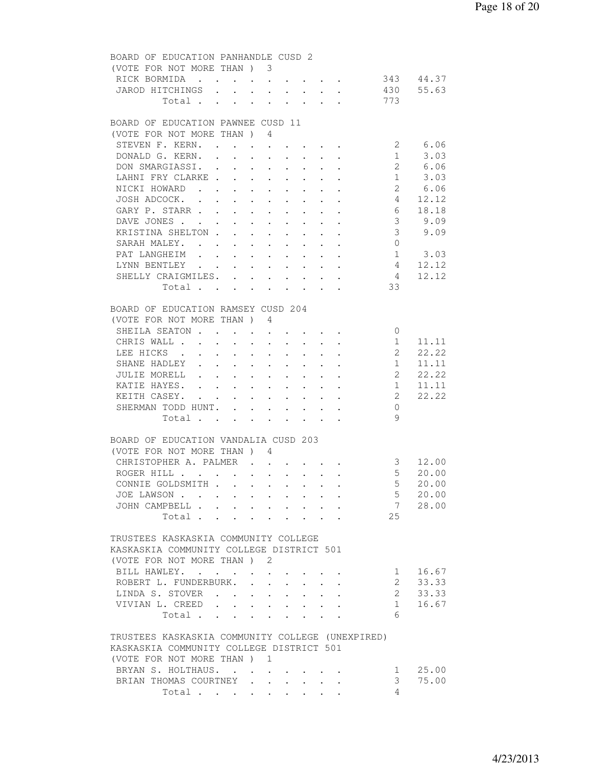## BOARD OF EDUCATION PANHANDLE CUSD 2
(VOTE FOR NOT MORE THAN ) 3

| Candidate | Votes | Percent |
|---|---|---|
| RICK BORMIDA | 343 | 44.37 |
| JAROD HITCHINGS | 430 | 55.63 |
| Total | 773 | |

## BOARD OF EDUCATION PAWNEE CUSD 11
(VOTE FOR NOT MORE THAN ) 4

| Candidate | Votes | Percent |
|---|---|---|
| STEVEN F. KERN. | 2 | 6.06 |
| DONALD G. KERN. | 1 | 3.03 |
| DON SMARGIASSI. | 2 | 6.06 |
| LAHNI FRY CLARKE | 1 | 3.03 |
| NICKI HOWARD | 2 | 6.06 |
| JOSH ADCOCK. | 4 | 12.12 |
| GARY P. STARR | 6 | 18.18 |
| DAVE JONES | 3 | 9.09 |
| KRISTINA SHELTON | 3 | 9.09 |
| SARAH MALEY. | 0 | |
| PAT LANGHEIM | 1 | 3.03 |
| LYNN BENTLEY | 4 | 12.12 |
| SHELLY CRAIGMILES. | 4 | 12.12 |
| Total | 33 | |

## BOARD OF EDUCATION RAMSEY CUSD 204
(VOTE FOR NOT MORE THAN ) 4

| Candidate | Votes | Percent |
|---|---|---|
| SHEILA SEATON | 0 | |
| CHRIS WALL | 1 | 11.11 |
| LEE HICKS | 2 | 22.22 |
| SHANE HADLEY | 1 | 11.11 |
| JULIE MORELL | 2 | 22.22 |
| KATIE HAYES. | 1 | 11.11 |
| KEITH CASEY. | 2 | 22.22 |
| SHERMAN TODD HUNT. | 0 | |
| Total | 9 | |

## BOARD OF EDUCATION VANDALIA CUSD 203
(VOTE FOR NOT MORE THAN ) 4

| Candidate | Votes | Percent |
|---|---|---|
| CHRISTOPHER A. PALMER | 3 | 12.00 |
| ROGER HILL | 5 | 20.00 |
| CONNIE GOLDSMITH | 5 | 20.00 |
| JOE LAWSON | 5 | 20.00 |
| JOHN CAMPBELL | 7 | 28.00 |
| Total | 25 | |

## TRUSTEES KASKASKIA COMMUNITY COLLEGE
KASKASKIA COMMUNITY COLLEGE DISTRICT 501
(VOTE FOR NOT MORE THAN ) 2

| Candidate | Votes | Percent |
|---|---|---|
| BILL HAWLEY. | 1 | 16.67 |
| ROBERT L. FUNDERBURK. | 2 | 33.33 |
| LINDA S. STOVER | 2 | 33.33 |
| VIVIAN L. CREED | 1 | 16.67 |
| Total | 6 | |

## TRUSTEES KASKASKIA COMMUNITY COLLEGE (UNEXPIRED)
KASKASKIA COMMUNITY COLLEGE DISTRICT 501
(VOTE FOR NOT MORE THAN ) 1

| Candidate | Votes | Percent |
|---|---|---|
| BRYAN S. HOLTHAUS. | 1 | 25.00 |
| BRIAN THOMAS COURTNEY | 3 | 75.00 |
| Total | 4 | |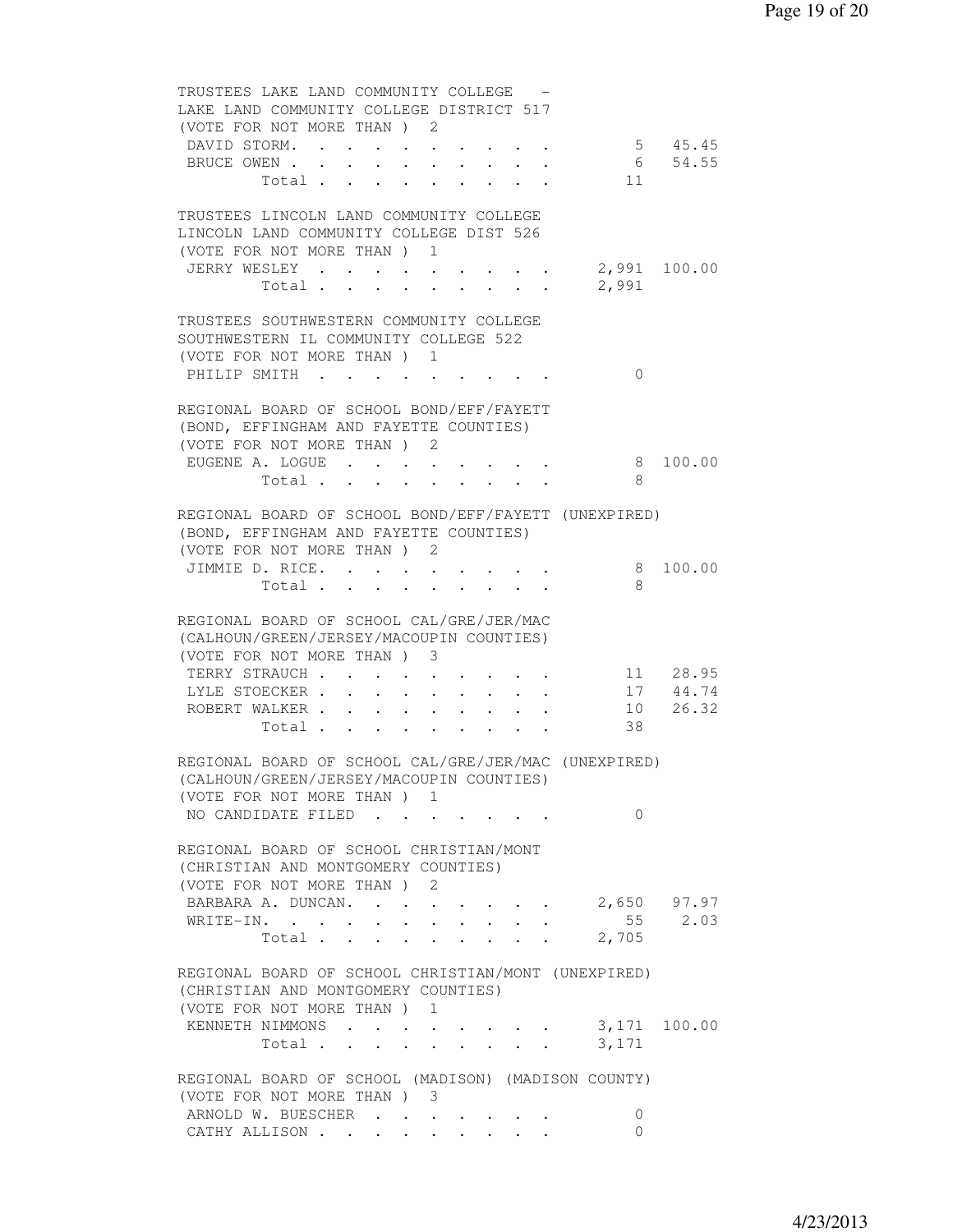TRUSTEES LAKE LAND COMMUNITY COLLEGE -
LAKE LAND COMMUNITY COLLEGE DISTRICT 517
(VOTE FOR NOT MORE THAN ) 2

| | | |
|---|---|---|
| DAVID STORM. | 5 | 45.45 |
| BRUCE OWEN | 6 | 54.55 |
| Total | 11 | |

TRUSTEES LINCOLN LAND COMMUNITY COLLEGE
LINCOLN LAND COMMUNITY COLLEGE DIST 526
(VOTE FOR NOT MORE THAN ) 1

| | | |
|---|---|---|
| JERRY WESLEY | 2,991 | 100.00 |
| Total | 2,991 | |

TRUSTEES SOUTHWESTERN COMMUNITY COLLEGE
SOUTHWESTERN IL COMMUNITY COLLEGE 522
(VOTE FOR NOT MORE THAN ) 1

| | | |
|---|---|---|
| PHILIP SMITH | 0 | |

REGIONAL BOARD OF SCHOOL BOND/EFF/FAYETT
(BOND, EFFINGHAM AND FAYETTE COUNTIES)
(VOTE FOR NOT MORE THAN ) 2

| | | |
|---|---|---|
| EUGENE A. LOGUE | 8 | 100.00 |
| Total | 8 | |

REGIONAL BOARD OF SCHOOL BOND/EFF/FAYETT (UNEXPIRED)
(BOND, EFFINGHAM AND FAYETTE COUNTIES)
(VOTE FOR NOT MORE THAN ) 2

| | | |
|---|---|---|
| JIMMIE D. RICE. | 8 | 100.00 |
| Total | 8 | |

REGIONAL BOARD OF SCHOOL CAL/GRE/JER/MAC
(CALHOUN/GREEN/JERSEY/MACOUPIN COUNTIES)
(VOTE FOR NOT MORE THAN ) 3

| | | |
|---|---|---|
| TERRY STRAUCH | 11 | 28.95 |
| LYLE STOECKER | 17 | 44.74 |
| ROBERT WALKER | 10 | 26.32 |
| Total | 38 | |

REGIONAL BOARD OF SCHOOL CAL/GRE/JER/MAC (UNEXPIRED)
(CALHOUN/GREEN/JERSEY/MACOUPIN COUNTIES)
(VOTE FOR NOT MORE THAN ) 1

| | | |
|---|---|---|
| NO CANDIDATE FILED | 0 | |

REGIONAL BOARD OF SCHOOL CHRISTIAN/MONT
(CHRISTIAN AND MONTGOMERY COUNTIES)
(VOTE FOR NOT MORE THAN ) 2

| | | |
|---|---|---|
| BARBARA A. DUNCAN. | 2,650 | 97.97 |
| WRITE-IN. | 55 | 2.03 |
| Total | 2,705 | |

REGIONAL BOARD OF SCHOOL CHRISTIAN/MONT (UNEXPIRED)
(CHRISTIAN AND MONTGOMERY COUNTIES)
(VOTE FOR NOT MORE THAN ) 1

| | | |
|---|---|---|
| KENNETH NIMMONS | 3,171 | 100.00 |
| Total | 3,171 | |

REGIONAL BOARD OF SCHOOL (MADISON) (MADISON COUNTY)
(VOTE FOR NOT MORE THAN ) 3

| | | |
|---|---|---|
| ARNOLD W. BUESCHER | 0 | |
| CATHY ALLISON | 0 | |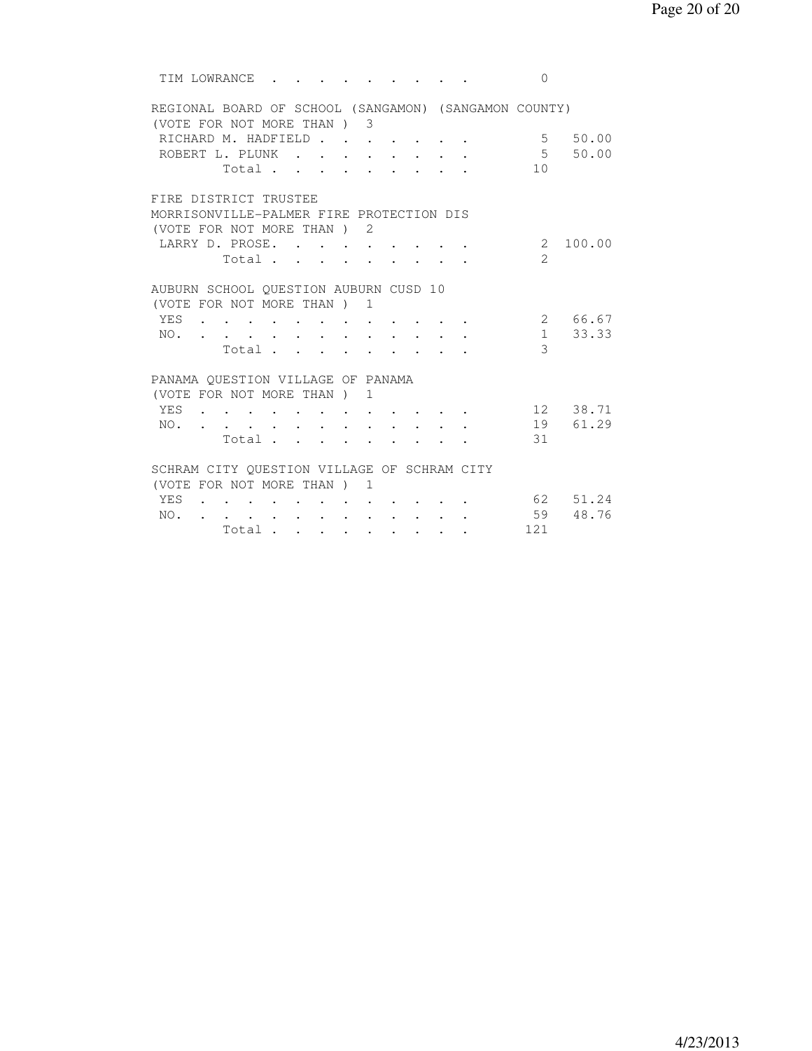TIM LOWRANCE . . . . . . . . . . 0

REGIONAL BOARD OF SCHOOL (SANGAMON) (SANGAMON COUNTY)
(VOTE FOR NOT MORE THAN ) 3

| | | |
|---|---|---|
| RICHARD M. HADFIELD . . . . . . . . | 5 | 50.00 |
| ROBERT L. PLUNK . . . . . . . . . | 5 | 50.00 |
| Total . . . . . . . . . . | 10 | |

FIRE DISTRICT TRUSTEE
MORRISONVILLE-PALMER FIRE PROTECTION DIS
(VOTE FOR NOT MORE THAN ) 2

| | | |
|---|---|---|
| LARRY D. PROSE. . . . . . . . . . | 2 | 100.00 |
| Total . . . . . . . . . . | 2 | |

AUBURN SCHOOL QUESTION AUBURN CUSD 10
(VOTE FOR NOT MORE THAN ) 1

| | | |
|---|---|---|
| YES . . . . . . . . . . . . . . | 2 | 66.67 |
| NO. . . . . . . . . . . . . . . | 1 | 33.33 |
| Total . . . . . . . . . . | 3 | |

PANAMA QUESTION VILLAGE OF PANAMA
(VOTE FOR NOT MORE THAN ) 1

| | | |
|---|---|---|
| YES . . . . . . . . . . . . . . | 12 | 38.71 |
| NO. . . . . . . . . . . . . . . | 19 | 61.29 |
| Total . . . . . . . . . . | 31 | |

SCHRAM CITY QUESTION VILLAGE OF SCHRAM CITY
(VOTE FOR NOT MORE THAN ) 1

| | | |
|---|---|---|
| YES . . . . . . . . . . . . . . | 62 | 51.24 |
| NO. . . . . . . . . . . . . . . | 59 | 48.76 |
| Total . . . . . . . . . . | 121 | |